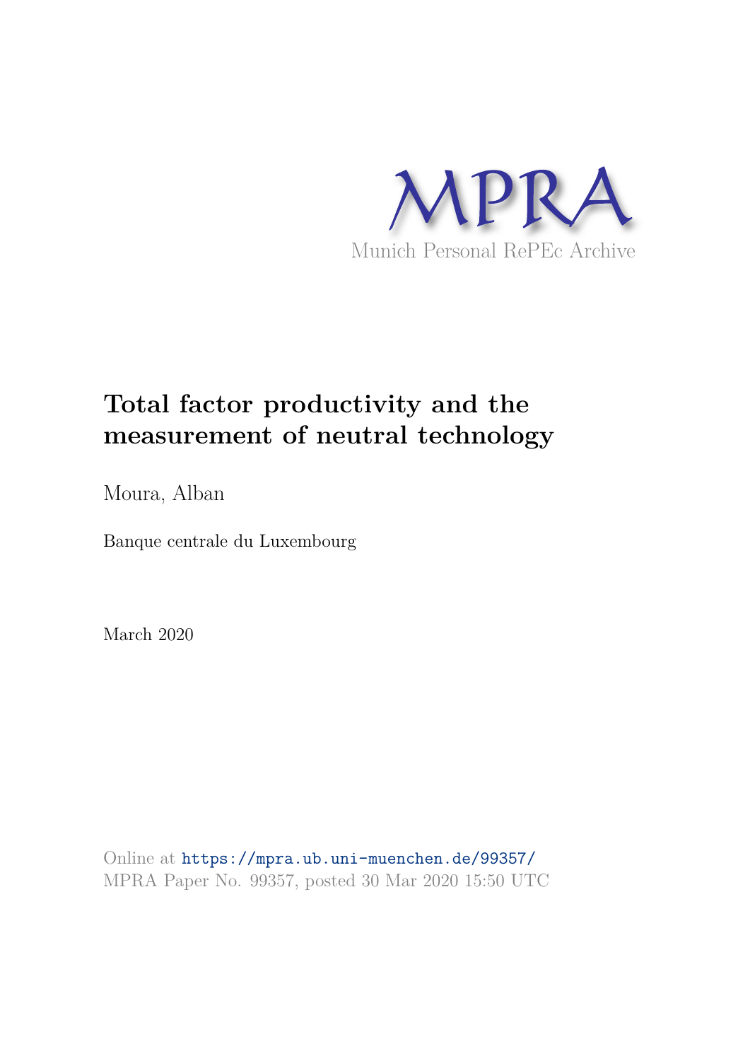MPRA

Munich Personal RePEc Archive

# Total factor productivity and the measurement of neutral technology

Moura, Alban

Banque centrale du Luxembourg

March 2020

Online at https://mpra.ub.uni-muenchen.de/99357/
MPRA Paper No. 99357, posted 30 Mar 2020 15:50 UTC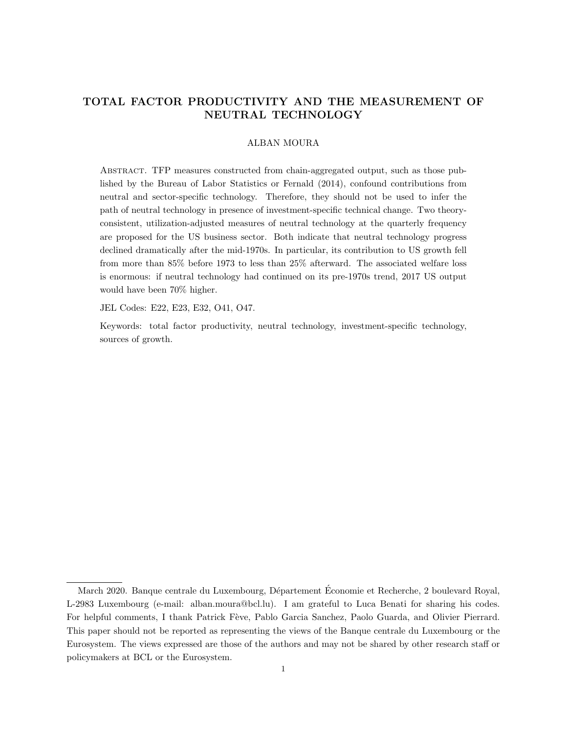# TOTAL FACTOR PRODUCTIVITY AND THE MEASUREMENT OF NEUTRAL TECHNOLOGY

ALBAN MOURA

Abstract. TFP measures constructed from chain-aggregated output, such as those published by the Bureau of Labor Statistics or Fernald (2014), confound contributions from neutral and sector-specific technology. Therefore, they should not be used to infer the path of neutral technology in presence of investment-specific technical change. Two theory-consistent, utilization-adjusted measures of neutral technology at the quarterly frequency are proposed for the US business sector. Both indicate that neutral technology progress declined dramatically after the mid-1970s. In particular, its contribution to US growth fell from more than 85% before 1973 to less than 25% afterward. The associated welfare loss is enormous: if neutral technology had continued on its pre-1970s trend, 2017 US output would have been 70% higher.

JEL Codes: E22, E23, E32, O41, O47.

Keywords: total factor productivity, neutral technology, investment-specific technology, sources of growth.

---

March 2020. Banque centrale du Luxembourg, Département Économie et Recherche, 2 boulevard Royal, L-2983 Luxembourg (e-mail: alban.moura@bcl.lu). I am grateful to Luca Benati for sharing his codes. For helpful comments, I thank Patrick Fève, Pablo Garcia Sanchez, Paolo Guarda, and Olivier Pierrard. This paper should not be reported as representing the views of the Banque centrale du Luxembourg or the Eurosystem. The views expressed are those of the authors and may not be shared by other research staff or policymakers at BCL or the Eurosystem.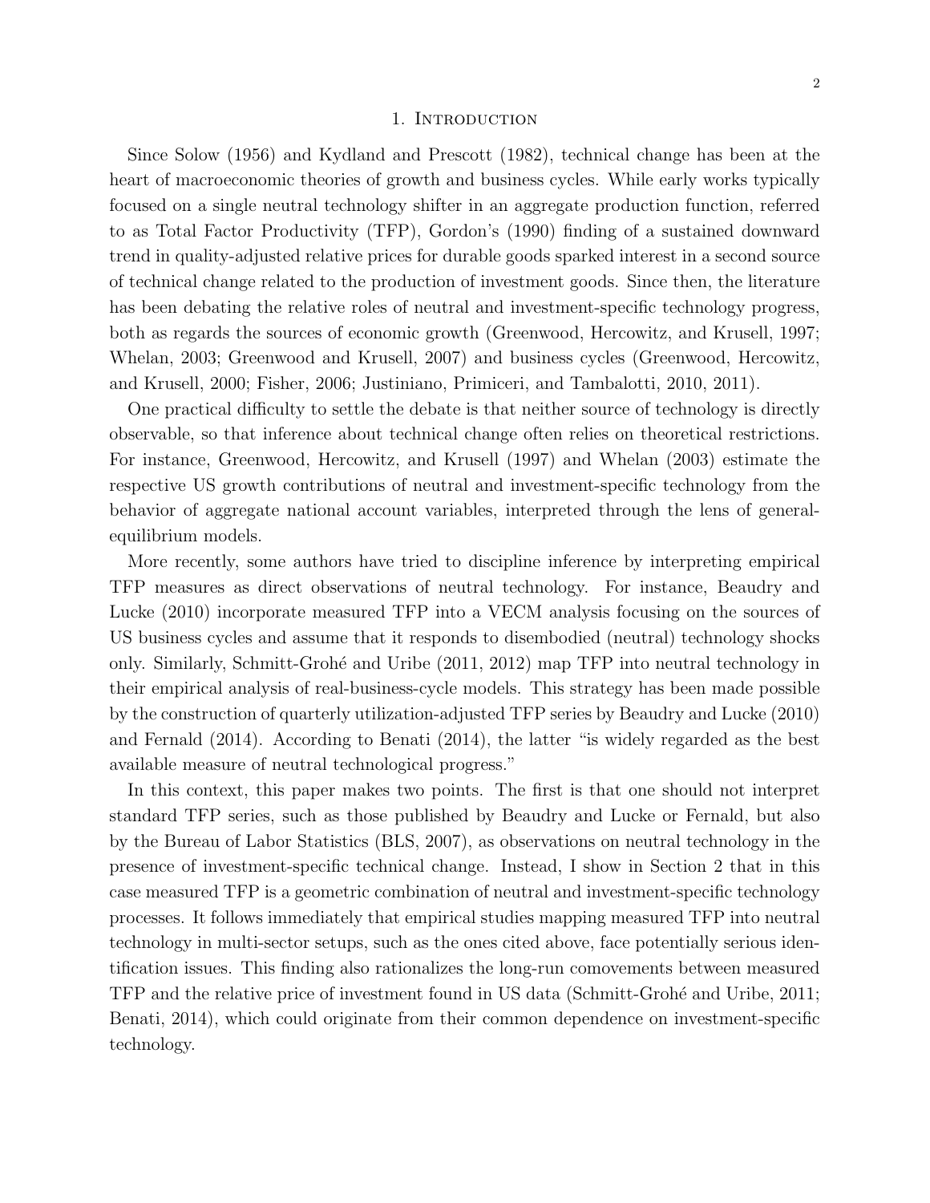# 1. Introduction

Since Solow (1956) and Kydland and Prescott (1982), technical change has been at the heart of macroeconomic theories of growth and business cycles. While early works typically focused on a single neutral technology shifter in an aggregate production function, referred to as Total Factor Productivity (TFP), Gordon's (1990) finding of a sustained downward trend in quality-adjusted relative prices for durable goods sparked interest in a second source of technical change related to the production of investment goods. Since then, the literature has been debating the relative roles of neutral and investment-specific technology progress, both as regards the sources of economic growth (Greenwood, Hercowitz, and Krusell, 1997; Whelan, 2003; Greenwood and Krusell, 2007) and business cycles (Greenwood, Hercowitz, and Krusell, 2000; Fisher, 2006; Justiniano, Primiceri, and Tambalotti, 2010, 2011).

One practical difficulty to settle the debate is that neither source of technology is directly observable, so that inference about technical change often relies on theoretical restrictions. For instance, Greenwood, Hercowitz, and Krusell (1997) and Whelan (2003) estimate the respective US growth contributions of neutral and investment-specific technology from the behavior of aggregate national account variables, interpreted through the lens of general-equilibrium models.

More recently, some authors have tried to discipline inference by interpreting empirical TFP measures as direct observations of neutral technology. For instance, Beaudry and Lucke (2010) incorporate measured TFP into a VECM analysis focusing on the sources of US business cycles and assume that it responds to disembodied (neutral) technology shocks only. Similarly, Schmitt-Grohé and Uribe (2011, 2012) map TFP into neutral technology in their empirical analysis of real-business-cycle models. This strategy has been made possible by the construction of quarterly utilization-adjusted TFP series by Beaudry and Lucke (2010) and Fernald (2014). According to Benati (2014), the latter "is widely regarded as the best available measure of neutral technological progress."

In this context, this paper makes two points. The first is that one should not interpret standard TFP series, such as those published by Beaudry and Lucke or Fernald, but also by the Bureau of Labor Statistics (BLS, 2007), as observations on neutral technology in the presence of investment-specific technical change. Instead, I show in Section 2 that in this case measured TFP is a geometric combination of neutral and investment-specific technology processes. It follows immediately that empirical studies mapping measured TFP into neutral technology in multi-sector setups, such as the ones cited above, face potentially serious identification issues. This finding also rationalizes the long-run comovements between measured TFP and the relative price of investment found in US data (Schmitt-Grohé and Uribe, 2011; Benati, 2014), which could originate from their common dependence on investment-specific technology.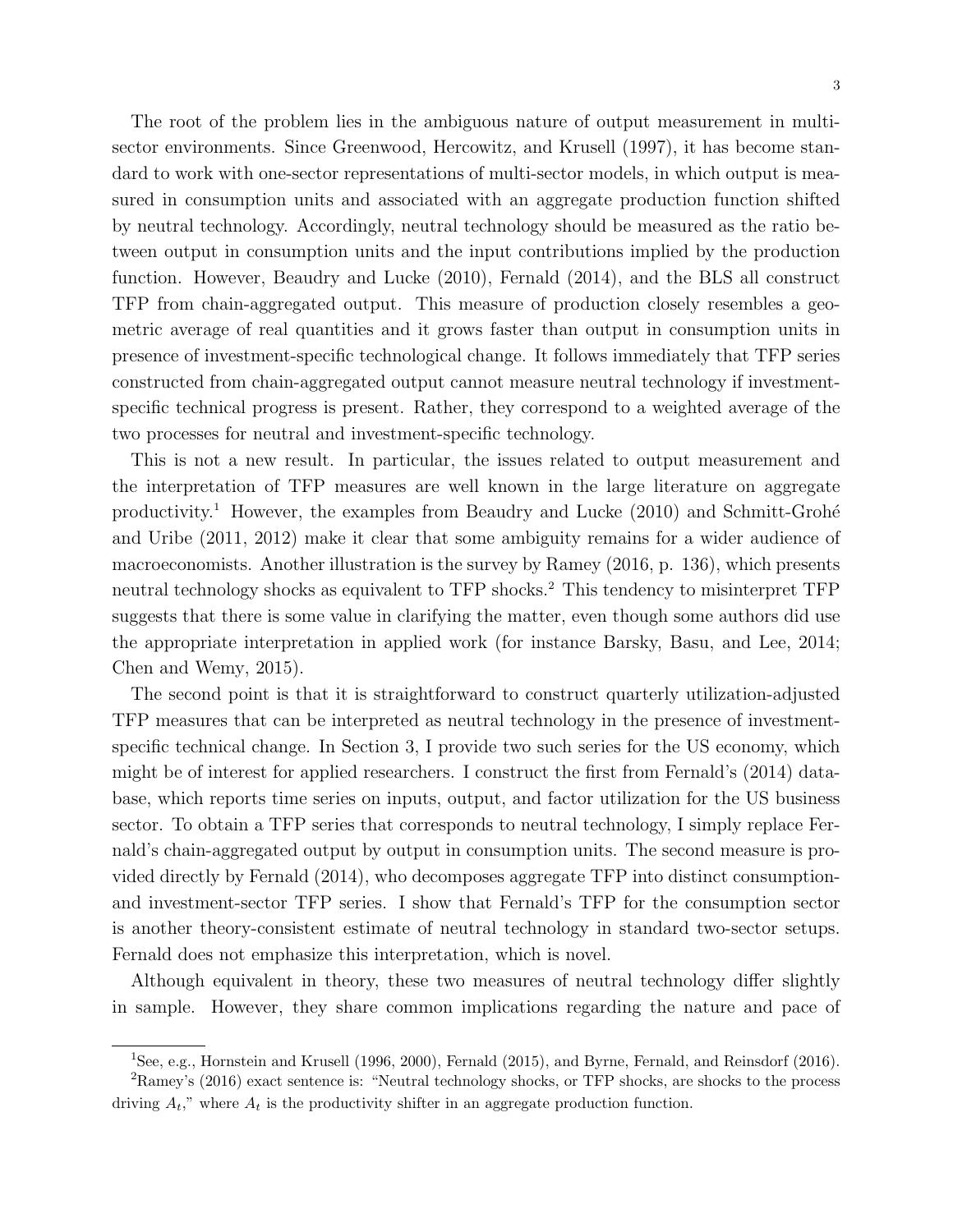The root of the problem lies in the ambiguous nature of output measurement in multi-sector environments. Since Greenwood, Hercowitz, and Krusell (1997), it has become standard to work with one-sector representations of multi-sector models, in which output is measured in consumption units and associated with an aggregate production function shifted by neutral technology. Accordingly, neutral technology should be measured as the ratio between output in consumption units and the input contributions implied by the production function. However, Beaudry and Lucke (2010), Fernald (2014), and the BLS all construct TFP from chain-aggregated output. This measure of production closely resembles a geometric average of real quantities and it grows faster than output in consumption units in presence of investment-specific technological change. It follows immediately that TFP series constructed from chain-aggregated output cannot measure neutral technology if investment-specific technical progress is present. Rather, they correspond to a weighted average of the two processes for neutral and investment-specific technology.

This is not a new result. In particular, the issues related to output measurement and the interpretation of TFP measures are well known in the large literature on aggregate productivity.[1] However, the examples from Beaudry and Lucke (2010) and Schmitt-Grohé and Uribe (2011, 2012) make it clear that some ambiguity remains for a wider audience of macroeconomists. Another illustration is the survey by Ramey (2016, p. 136), which presents neutral technology shocks as equivalent to TFP shocks.[2] This tendency to misinterpret TFP suggests that there is some value in clarifying the matter, even though some authors did use the appropriate interpretation in applied work (for instance Barsky, Basu, and Lee, 2014; Chen and Wemy, 2015).

The second point is that it is straightforward to construct quarterly utilization-adjusted TFP measures that can be interpreted as neutral technology in the presence of investment-specific technical change. In Section 3, I provide two such series for the US economy, which might be of interest for applied researchers. I construct the first from Fernald's (2014) database, which reports time series on inputs, output, and factor utilization for the US business sector. To obtain a TFP series that corresponds to neutral technology, I simply replace Fernald's chain-aggregated output by output in consumption units. The second measure is provided directly by Fernald (2014), who decomposes aggregate TFP into distinct consumption- and investment-sector TFP series. I show that Fernald's TFP for the consumption sector is another theory-consistent estimate of neutral technology in standard two-sector setups. Fernald does not emphasize this interpretation, which is novel.

Although equivalent in theory, these two measures of neutral technology differ slightly in sample. However, they share common implications regarding the nature and pace of

[1] See, e.g., Hornstein and Krusell (1996, 2000), Fernald (2015), and Byrne, Fernald, and Reinsdorf (2016).

[2] Ramey's (2016) exact sentence is: "Neutral technology shocks, or TFP shocks, are shocks to the process driving $A_t$," where $A_t$ is the productivity shifter in an aggregate production function.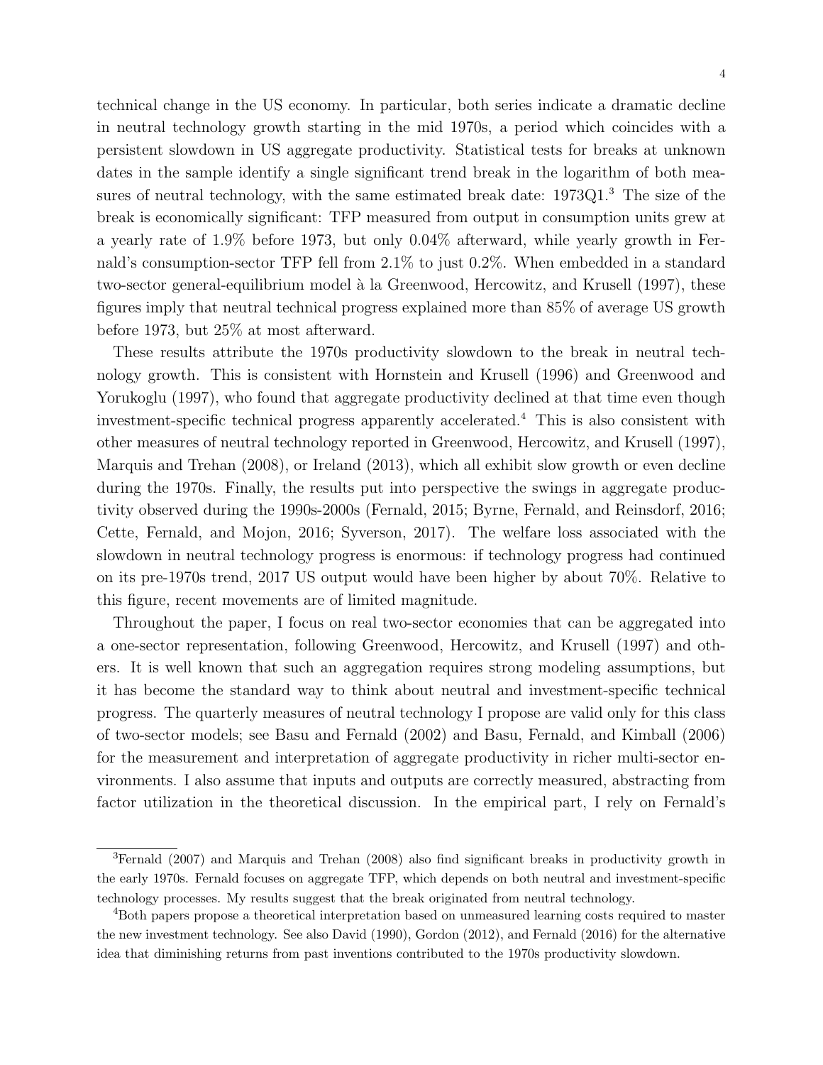technical change in the US economy. In particular, both series indicate a dramatic decline in neutral technology growth starting in the mid 1970s, a period which coincides with a persistent slowdown in US aggregate productivity. Statistical tests for breaks at unknown dates in the sample identify a single significant trend break in the logarithm of both measures of neutral technology, with the same estimated break date: 1973Q1.[3] The size of the break is economically significant: TFP measured from output in consumption units grew at a yearly rate of 1.9% before 1973, but only 0.04% afterward, while yearly growth in Fernald's consumption-sector TFP fell from 2.1% to just 0.2%. When embedded in a standard two-sector general-equilibrium model à la Greenwood, Hercowitz, and Krusell (1997), these figures imply that neutral technical progress explained more than 85% of average US growth before 1973, but 25% at most afterward.

These results attribute the 1970s productivity slowdown to the break in neutral technology growth. This is consistent with Hornstein and Krusell (1996) and Greenwood and Yorukoglu (1997), who found that aggregate productivity declined at that time even though investment-specific technical progress apparently accelerated.[4] This is also consistent with other measures of neutral technology reported in Greenwood, Hercowitz, and Krusell (1997), Marquis and Trehan (2008), or Ireland (2013), which all exhibit slow growth or even decline during the 1970s. Finally, the results put into perspective the swings in aggregate productivity observed during the 1990s-2000s (Fernald, 2015; Byrne, Fernald, and Reinsdorf, 2016; Cette, Fernald, and Mojon, 2016; Syverson, 2017). The welfare loss associated with the slowdown in neutral technology progress is enormous: if technology progress had continued on its pre-1970s trend, 2017 US output would have been higher by about 70%. Relative to this figure, recent movements are of limited magnitude.

Throughout the paper, I focus on real two-sector economies that can be aggregated into a one-sector representation, following Greenwood, Hercowitz, and Krusell (1997) and others. It is well known that such an aggregation requires strong modeling assumptions, but it has become the standard way to think about neutral and investment-specific technical progress. The quarterly measures of neutral technology I propose are valid only for this class of two-sector models; see Basu and Fernald (2002) and Basu, Fernald, and Kimball (2006) for the measurement and interpretation of aggregate productivity in richer multi-sector environments. I also assume that inputs and outputs are correctly measured, abstracting from factor utilization in the theoretical discussion. In the empirical part, I rely on Fernald's

[3] Fernald (2007) and Marquis and Trehan (2008) also find significant breaks in productivity growth in the early 1970s. Fernald focuses on aggregate TFP, which depends on both neutral and investment-specific technology processes. My results suggest that the break originated from neutral technology.

[4] Both papers propose a theoretical interpretation based on unmeasured learning costs required to master the new investment technology. See also David (1990), Gordon (2012), and Fernald (2016) for the alternative idea that diminishing returns from past inventions contributed to the 1970s productivity slowdown.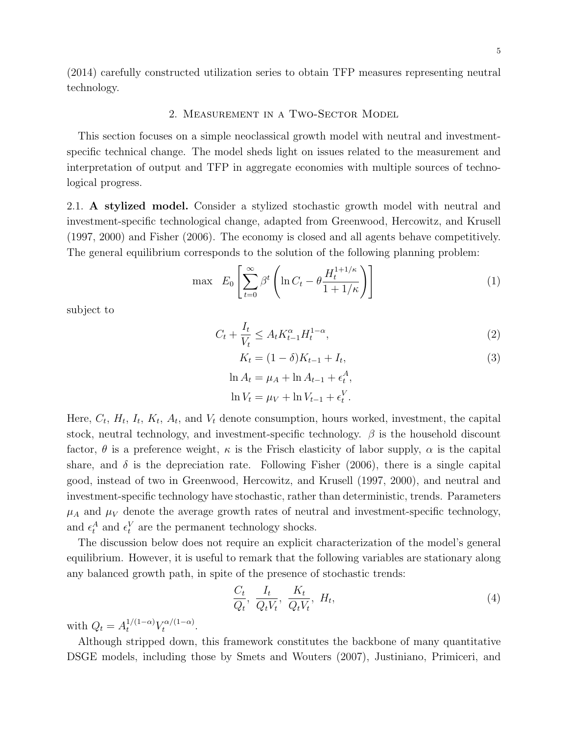(2014) carefully constructed utilization series to obtain TFP measures representing neutral technology.

## 2. Measurement in a Two-Sector Model

This section focuses on a simple neoclassical growth model with neutral and investment-specific technical change. The model sheds light on issues related to the measurement and interpretation of output and TFP in aggregate economies with multiple sources of technological progress.

2.1. **A stylized model.** Consider a stylized stochastic growth model with neutral and investment-specific technological change, adapted from Greenwood, Hercowitz, and Krusell (1997, 2000) and Fisher (2006). The economy is closed and all agents behave competitively. The general equilibrium corresponds to the solution of the following planning problem:

$$\max \quad E_0 \left[ \sum_{t=0}^{\infty} \beta^t \left( \ln C_t - \theta \frac{H_t^{1+1/\kappa}}{1+1/\kappa} \right) \right] \tag{1}$$

subject to

$$C_t + \frac{I_t}{V_t} \leq A_t K_{t-1}^{\alpha} H_t^{1-\alpha}, \tag{2}$$

$$K_t = (1-\delta) K_{t-1} + I_t, \tag{3}$$

$$\ln A_t = \mu_A + \ln A_{t-1} + \epsilon_t^A,$$

$$\ln V_t = \mu_V + \ln V_{t-1} + \epsilon_t^V.$$

Here, $C_t$, $H_t$, $I_t$, $K_t$, $A_t$, and $V_t$ denote consumption, hours worked, investment, the capital stock, neutral technology, and investment-specific technology. $\beta$ is the household discount factor, $\theta$ is a preference weight, $\kappa$ is the Frisch elasticity of labor supply, $\alpha$ is the capital share, and $\delta$ is the depreciation rate. Following Fisher (2006), there is a single capital good, instead of two in Greenwood, Hercowitz, and Krusell (1997, 2000), and neutral and investment-specific technology have stochastic, rather than deterministic, trends. Parameters $\mu_A$ and $\mu_V$ denote the average growth rates of neutral and investment-specific technology, and $\epsilon_t^A$ and $\epsilon_t^V$ are the permanent technology shocks.

The discussion below does not require an explicit characterization of the model's general equilibrium. However, it is useful to remark that the following variables are stationary along any balanced growth path, in spite of the presence of stochastic trends:

$$\frac{C_t}{Q_t}, \; \frac{I_t}{Q_t V_t}, \; \frac{K_t}{Q_t V_t}, \; H_t, \tag{4}$$

with $Q_t = A_t^{1/(1-\alpha)} V_t^{\alpha/(1-\alpha)}$.

Although stripped down, this framework constitutes the backbone of many quantitative DSGE models, including those by Smets and Wouters (2007), Justiniano, Primiceri, and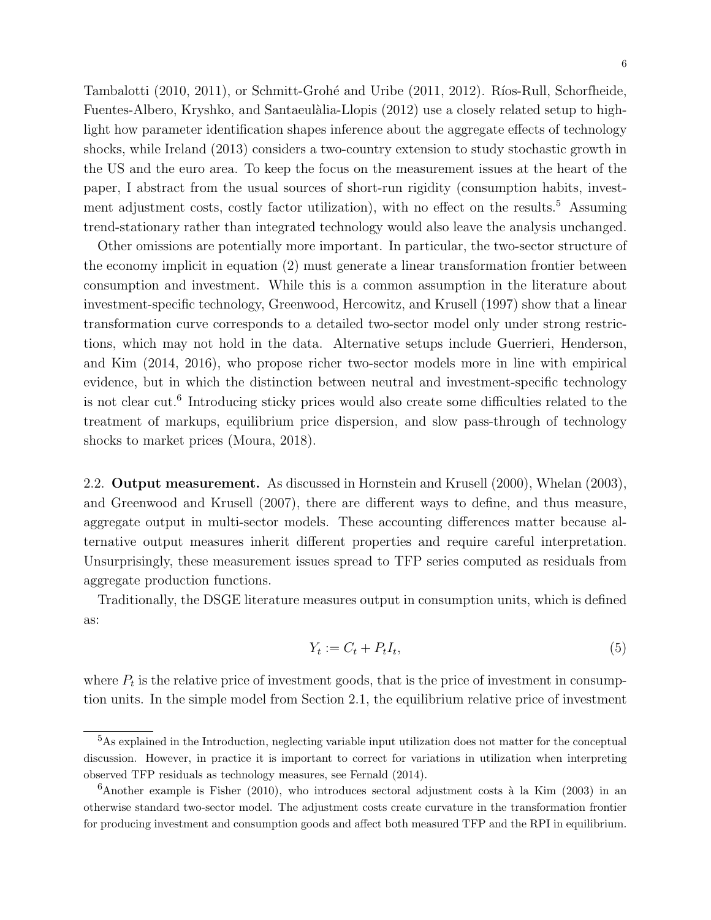Tambalotti (2010, 2011), or Schmitt-Grohé and Uribe (2011, 2012). Ríos-Rull, Schorfheide, Fuentes-Albero, Kryshko, and Santaeulàlia-Llopis (2012) use a closely related setup to highlight how parameter identification shapes inference about the aggregate effects of technology shocks, while Ireland (2013) considers a two-country extension to study stochastic growth in the US and the euro area. To keep the focus on the measurement issues at the heart of the paper, I abstract from the usual sources of short-run rigidity (consumption habits, investment adjustment costs, costly factor utilization), with no effect on the results.[5] Assuming trend-stationary rather than integrated technology would also leave the analysis unchanged.

Other omissions are potentially more important. In particular, the two-sector structure of the economy implicit in equation (2) must generate a linear transformation frontier between consumption and investment. While this is a common assumption in the literature about investment-specific technology, Greenwood, Hercowitz, and Krusell (1997) show that a linear transformation curve corresponds to a detailed two-sector model only under strong restrictions, which may not hold in the data. Alternative setups include Guerrieri, Henderson, and Kim (2014, 2016), who propose richer two-sector models more in line with empirical evidence, but in which the distinction between neutral and investment-specific technology is not clear cut.[6] Introducing sticky prices would also create some difficulties related to the treatment of markups, equilibrium price dispersion, and slow pass-through of technology shocks to market prices (Moura, 2018).

2.2. **Output measurement.** As discussed in Hornstein and Krusell (2000), Whelan (2003), and Greenwood and Krusell (2007), there are different ways to define, and thus measure, aggregate output in multi-sector models. These accounting differences matter because alternative output measures inherit different properties and require careful interpretation. Unsurprisingly, these measurement issues spread to TFP series computed as residuals from aggregate production functions.

Traditionally, the DSGE literature measures output in consumption units, which is defined as:

$$Y_t := C_t + P_t I_t, \tag{5}$$

where $P_t$ is the relative price of investment goods, that is the price of investment in consumption units. In the simple model from Section 2.1, the equilibrium relative price of investment

[5]As explained in the Introduction, neglecting variable input utilization does not matter for the conceptual discussion. However, in practice it is important to correct for variations in utilization when interpreting observed TFP residuals as technology measures, see Fernald (2014).

[6]Another example is Fisher (2010), who introduces sectoral adjustment costs à la Kim (2003) in an otherwise standard two-sector model. The adjustment costs create curvature in the transformation frontier for producing investment and consumption goods and affect both measured TFP and the RPI in equilibrium.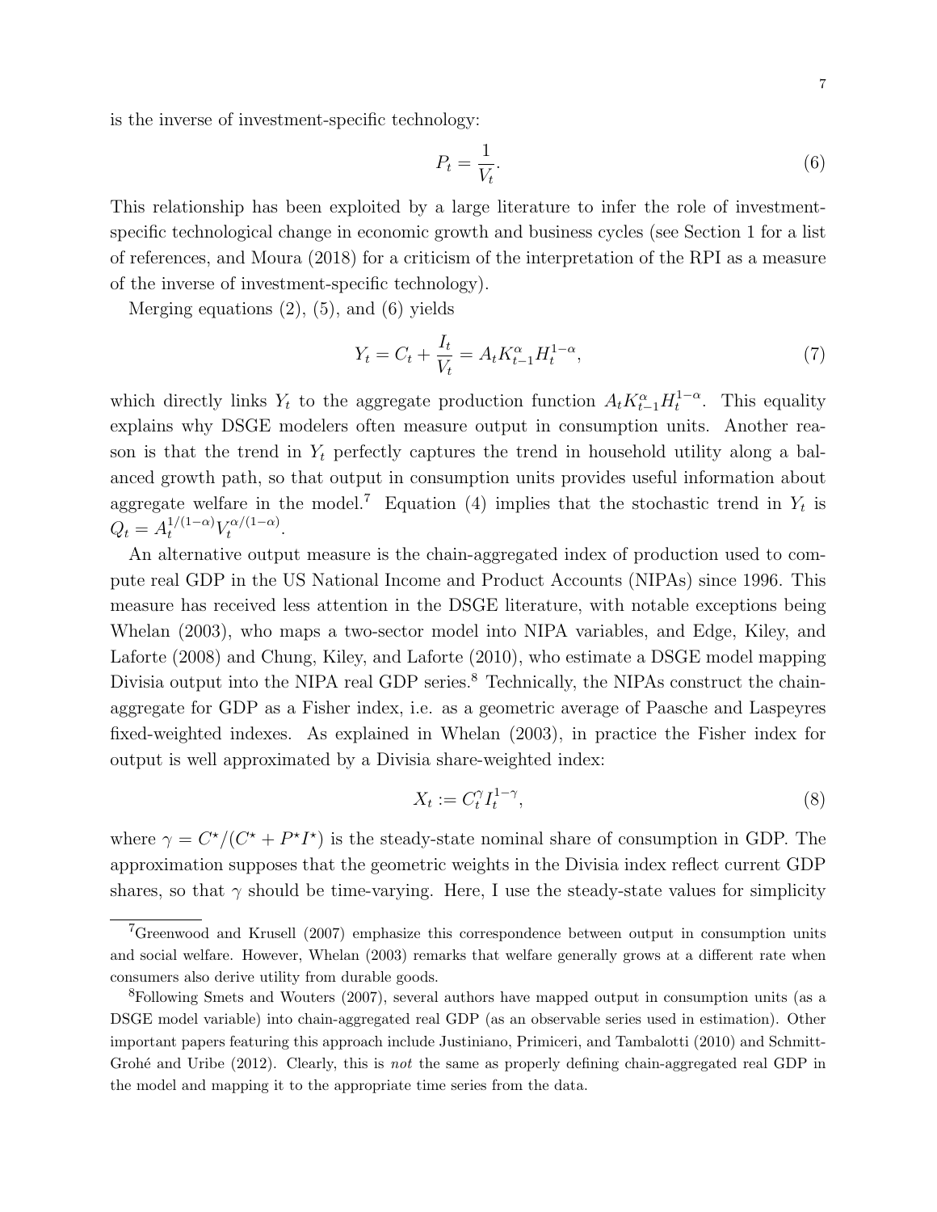is the inverse of investment-specific technology:

$$P_t = \frac{1}{V_t}. \tag{6}$$

This relationship has been exploited by a large literature to infer the role of investment-specific technological change in economic growth and business cycles (see Section 1 for a list of references, and Moura (2018) for a criticism of the interpretation of the RPI as a measure of the inverse of investment-specific technology).

Merging equations (2), (5), and (6) yields

$$Y_t = C_t + \frac{I_t}{V_t} = A_t K_{t-1}^{\alpha} H_t^{1-\alpha}, \tag{7}$$

which directly links $Y_t$ to the aggregate production function $A_t K_{t-1}^{\alpha} H_t^{1-\alpha}$. This equality explains why DSGE modelers often measure output in consumption units. Another reason is that the trend in $Y_t$ perfectly captures the trend in household utility along a balanced growth path, so that output in consumption units provides useful information about aggregate welfare in the model.[7] Equation (4) implies that the stochastic trend in $Y_t$ is $Q_t = A_t^{1/(1-\alpha)} V_t^{\alpha/(1-\alpha)}$.

An alternative output measure is the chain-aggregated index of production used to compute real GDP in the US National Income and Product Accounts (NIPAs) since 1996. This measure has received less attention in the DSGE literature, with notable exceptions being Whelan (2003), who maps a two-sector model into NIPA variables, and Edge, Kiley, and Laforte (2008) and Chung, Kiley, and Laforte (2010), who estimate a DSGE model mapping Divisia output into the NIPA real GDP series.[8] Technically, the NIPAs construct the chain-aggregate for GDP as a Fisher index, i.e. as a geometric average of Paasche and Laspeyres fixed-weighted indexes. As explained in Whelan (2003), in practice the Fisher index for output is well approximated by a Divisia share-weighted index:

$$X_t := C_t^{\gamma} I_t^{1-\gamma}, \tag{8}$$

where $\gamma = C^{\star}/(C^{\star} + P^{\star} I^{\star})$ is the steady-state nominal share of consumption in GDP. The approximation supposes that the geometric weights in the Divisia index reflect current GDP shares, so that $\gamma$ should be time-varying. Here, I use the steady-state values for simplicity

[7] Greenwood and Krusell (2007) emphasize this correspondence between output in consumption units and social welfare. However, Whelan (2003) remarks that welfare generally grows at a different rate when consumers also derive utility from durable goods.

[8] Following Smets and Wouters (2007), several authors have mapped output in consumption units (as a DSGE model variable) into chain-aggregated real GDP (as an observable series used in estimation). Other important papers featuring this approach include Justiniano, Primiceri, and Tambalotti (2010) and Schmitt-Grohé and Uribe (2012). Clearly, this is *not* the same as properly defining chain-aggregated real GDP in the model and mapping it to the appropriate time series from the data.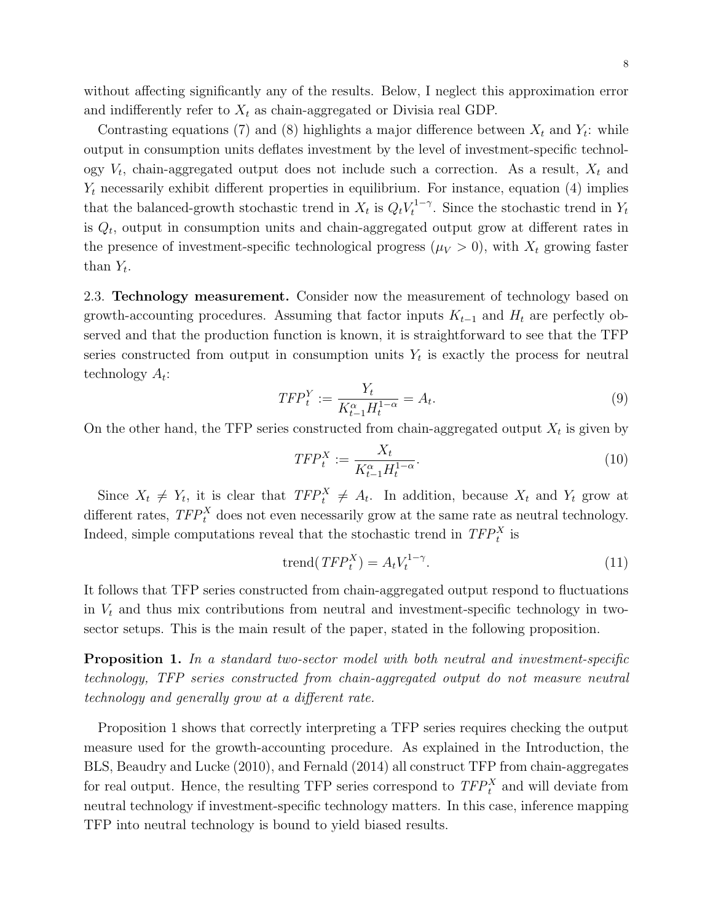without affecting significantly any of the results. Below, I neglect this approximation error and indifferently refer to $X_t$ as chain-aggregated or Divisia real GDP.

Contrasting equations (7) and (8) highlights a major difference between $X_t$ and $Y_t$: while output in consumption units deflates investment by the level of investment-specific technology $V_t$, chain-aggregated output does not include such a correction. As a result, $X_t$ and $Y_t$ necessarily exhibit different properties in equilibrium. For instance, equation (4) implies that the balanced-growth stochastic trend in $X_t$ is $Q_t V_t^{1-\gamma}$. Since the stochastic trend in $Y_t$ is $Q_t$, output in consumption units and chain-aggregated output grow at different rates in the presence of investment-specific technological progress ($\mu_V > 0$), with $X_t$ growing faster than $Y_t$.

2.3. **Technology measurement.** Consider now the measurement of technology based on growth-accounting procedures. Assuming that factor inputs $K_{t-1}$ and $H_t$ are perfectly observed and that the production function is known, it is straightforward to see that the TFP series constructed from output in consumption units $Y_t$ is exactly the process for neutral technology $A_t$:

$$TFP_t^Y := \frac{Y_t}{K_{t-1}^{\alpha} H_t^{1-\alpha}} = A_t. \tag{9}$$

On the other hand, the TFP series constructed from chain-aggregated output $X_t$ is given by

$$TFP_t^X := \frac{X_t}{K_{t-1}^{\alpha} H_t^{1-\alpha}}. \tag{10}$$

Since $X_t \neq Y_t$, it is clear that $TFP_t^X \neq A_t$. In addition, because $X_t$ and $Y_t$ grow at different rates, $TFP_t^X$ does not even necessarily grow at the same rate as neutral technology. Indeed, simple computations reveal that the stochastic trend in $TFP_t^X$ is

$$\text{trend}(TFP_t^X) = A_t V_t^{1-\gamma}. \tag{11}$$

It follows that TFP series constructed from chain-aggregated output respond to fluctuations in $V_t$ and thus mix contributions from neutral and investment-specific technology in two-sector setups. This is the main result of the paper, stated in the following proposition.

**Proposition 1.** *In a standard two-sector model with both neutral and investment-specific technology, TFP series constructed from chain-aggregated output do not measure neutral technology and generally grow at a different rate.*

Proposition 1 shows that correctly interpreting a TFP series requires checking the output measure used for the growth-accounting procedure. As explained in the Introduction, the BLS, Beaudry and Lucke (2010), and Fernald (2014) all construct TFP from chain-aggregates for real output. Hence, the resulting TFP series correspond to $TFP_t^X$ and will deviate from neutral technology if investment-specific technology matters. In this case, inference mapping TFP into neutral technology is bound to yield biased results.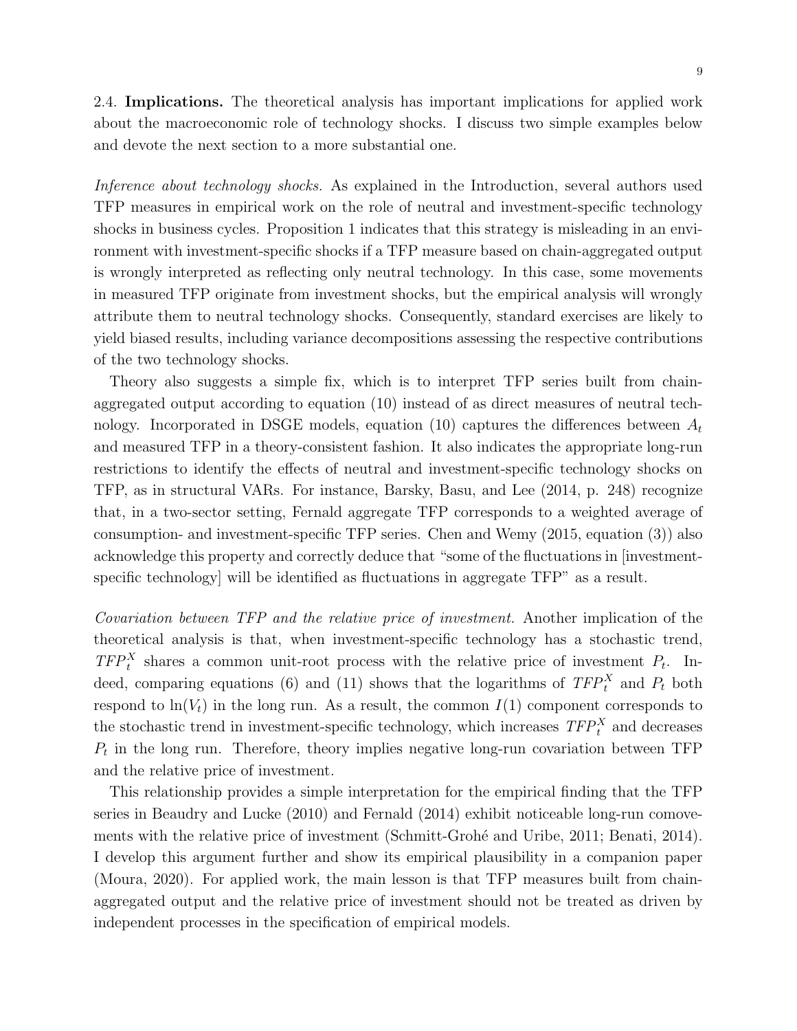2.4. **Implications.** The theoretical analysis has important implications for applied work about the macroeconomic role of technology shocks. I discuss two simple examples below and devote the next section to a more substantial one.

*Inference about technology shocks.* As explained in the Introduction, several authors used TFP measures in empirical work on the role of neutral and investment-specific technology shocks in business cycles. Proposition 1 indicates that this strategy is misleading in an environment with investment-specific shocks if a TFP measure based on chain-aggregated output is wrongly interpreted as reflecting only neutral technology. In this case, some movements in measured TFP originate from investment shocks, but the empirical analysis will wrongly attribute them to neutral technology shocks. Consequently, standard exercises are likely to yield biased results, including variance decompositions assessing the respective contributions of the two technology shocks.

Theory also suggests a simple fix, which is to interpret TFP series built from chain-aggregated output according to equation (10) instead of as direct measures of neutral technology. Incorporated in DSGE models, equation (10) captures the differences between $A_t$ and measured TFP in a theory-consistent fashion. It also indicates the appropriate long-run restrictions to identify the effects of neutral and investment-specific technology shocks on TFP, as in structural VARs. For instance, Barsky, Basu, and Lee (2014, p. 248) recognize that, in a two-sector setting, Fernald aggregate TFP corresponds to a weighted average of consumption- and investment-specific TFP series. Chen and Wemy (2015, equation (3)) also acknowledge this property and correctly deduce that "some of the fluctuations in [investment-specific technology] will be identified as fluctuations in aggregate TFP" as a result.

*Covariation between TFP and the relative price of investment.* Another implication of the theoretical analysis is that, when investment-specific technology has a stochastic trend, $TFP_t^X$ shares a common unit-root process with the relative price of investment $P_t$. Indeed, comparing equations (6) and (11) shows that the logarithms of $TFP_t^X$ and $P_t$ both respond to $\ln(V_t)$ in the long run. As a result, the common $I(1)$ component corresponds to the stochastic trend in investment-specific technology, which increases $TFP_t^X$ and decreases $P_t$ in the long run. Therefore, theory implies negative long-run covariation between TFP and the relative price of investment.

This relationship provides a simple interpretation for the empirical finding that the TFP series in Beaudry and Lucke (2010) and Fernald (2014) exhibit noticeable long-run comovements with the relative price of investment (Schmitt-Grohé and Uribe, 2011; Benati, 2014). I develop this argument further and show its empirical plausibility in a companion paper (Moura, 2020). For applied work, the main lesson is that TFP measures built from chain-aggregated output and the relative price of investment should not be treated as driven by independent processes in the specification of empirical models.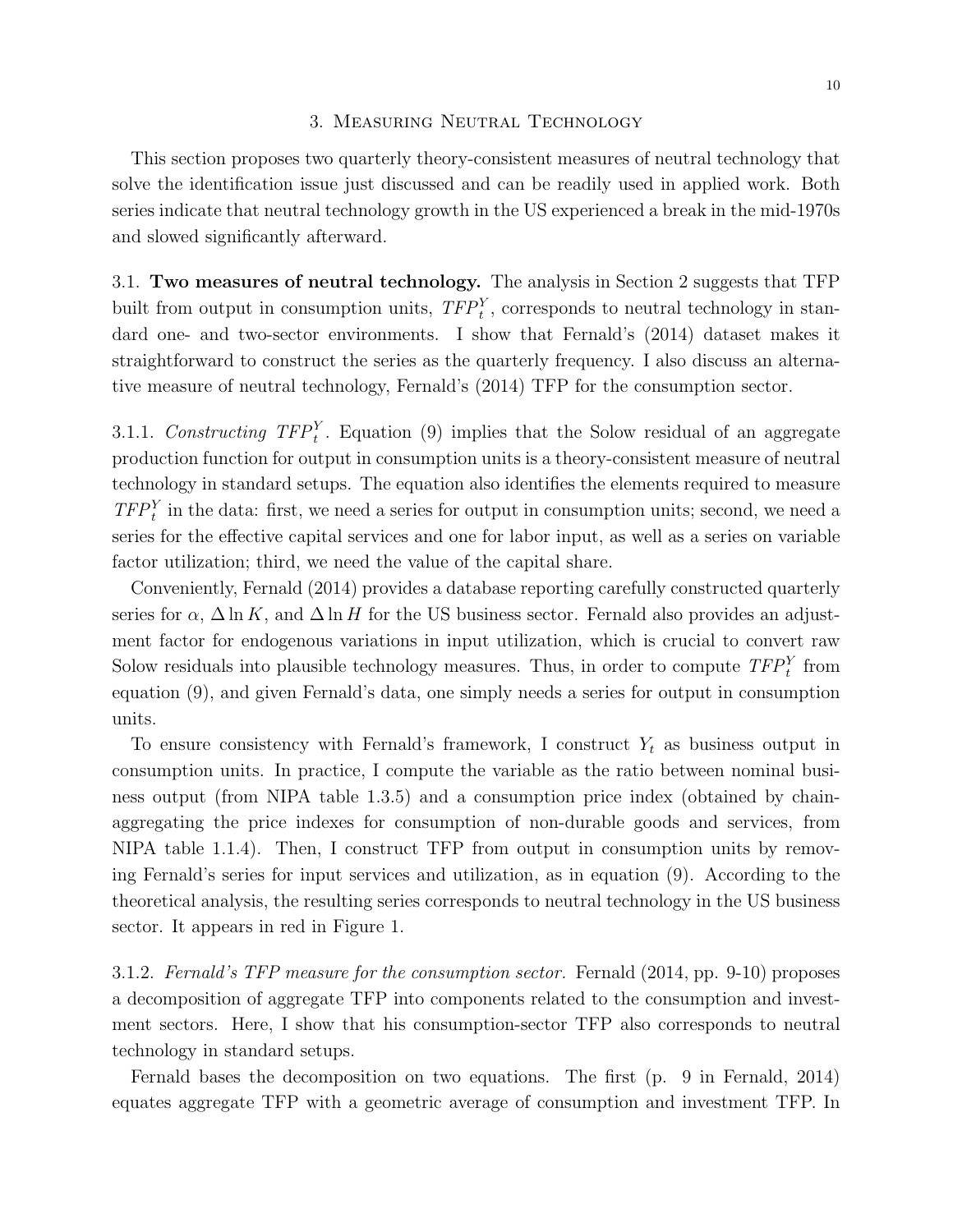## 3. Measuring Neutral Technology

This section proposes two quarterly theory-consistent measures of neutral technology that solve the identification issue just discussed and can be readily used in applied work. Both series indicate that neutral technology growth in the US experienced a break in the mid-1970s and slowed significantly afterward.

### 3.1. **Two measures of neutral technology.**

The analysis in Section 2 suggests that TFP built from output in consumption units, $TFP_t^Y$, corresponds to neutral technology in standard one- and two-sector environments. I show that Fernald's (2014) dataset makes it straightforward to construct the series as the quarterly frequency. I also discuss an alternative measure of neutral technology, Fernald's (2014) TFP for the consumption sector.

#### 3.1.1. *Constructing $TFP_t^Y$.*

Equation (9) implies that the Solow residual of an aggregate production function for output in consumption units is a theory-consistent measure of neutral technology in standard setups. The equation also identifies the elements required to measure $TFP_t^Y$ in the data: first, we need a series for output in consumption units; second, we need a series for the effective capital services and one for labor input, as well as a series on variable factor utilization; third, we need the value of the capital share.

Conveniently, Fernald (2014) provides a database reporting carefully constructed quarterly series for $\alpha$, $\Delta \ln K$, and $\Delta \ln H$ for the US business sector. Fernald also provides an adjustment factor for endogenous variations in input utilization, which is crucial to convert raw Solow residuals into plausible technology measures. Thus, in order to compute $TFP_t^Y$ from equation (9), and given Fernald's data, one simply needs a series for output in consumption units.

To ensure consistency with Fernald's framework, I construct $Y_t$ as business output in consumption units. In practice, I compute the variable as the ratio between nominal business output (from NIPA table 1.3.5) and a consumption price index (obtained by chain-aggregating the price indexes for consumption of non-durable goods and services, from NIPA table 1.1.4). Then, I construct TFP from output in consumption units by removing Fernald's series for input services and utilization, as in equation (9). According to the theoretical analysis, the resulting series corresponds to neutral technology in the US business sector. It appears in red in Figure 1.

#### 3.1.2. *Fernald's TFP measure for the consumption sector.*

Fernald (2014, pp. 9-10) proposes a decomposition of aggregate TFP into components related to the consumption and investment sectors. Here, I show that his consumption-sector TFP also corresponds to neutral technology in standard setups.

Fernald bases the decomposition on two equations. The first (p. 9 in Fernald, 2014) equates aggregate TFP with a geometric average of consumption and investment TFP. In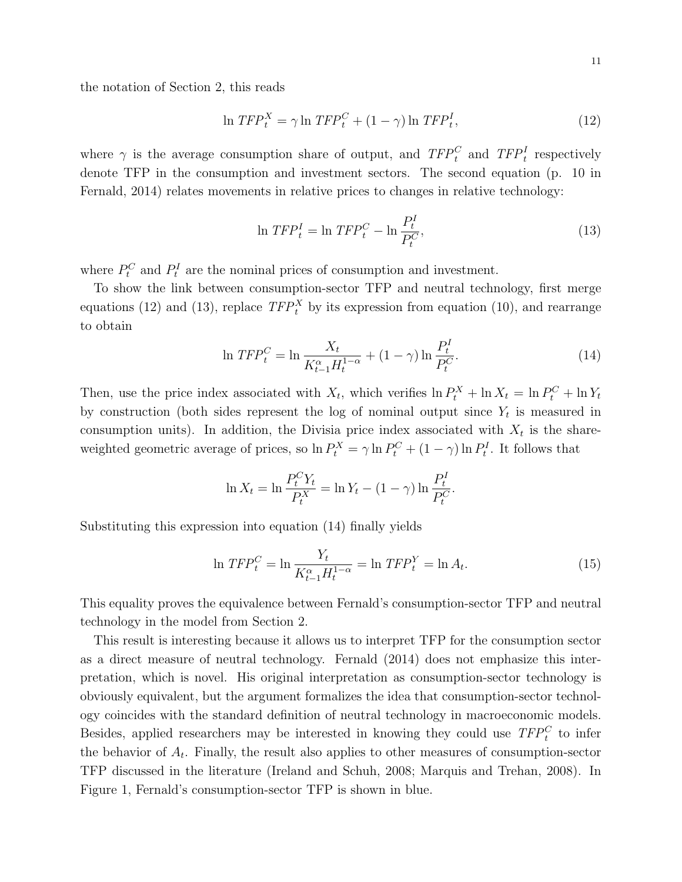the notation of Section 2, this reads

$$\ln TFP_t^X = \gamma \ln TFP_t^C + (1 - \gamma) \ln TFP_t^I, \tag{12}$$

where $\gamma$ is the average consumption share of output, and $TFP_t^C$ and $TFP_t^I$ respectively denote TFP in the consumption and investment sectors. The second equation (p. 10 in Fernald, 2014) relates movements in relative prices to changes in relative technology:

$$\ln TFP_t^I = \ln TFP_t^C - \ln \frac{P_t^I}{P_t^C}, \tag{13}$$

where $P_t^C$ and $P_t^I$ are the nominal prices of consumption and investment.

To show the link between consumption-sector TFP and neutral technology, first merge equations (12) and (13), replace $TFP_t^X$ by its expression from equation (10), and rearrange to obtain

$$\ln TFP_t^C = \ln \frac{X_t}{K_{t-1}^{\alpha} H_t^{1-\alpha}} + (1 - \gamma) \ln \frac{P_t^I}{P_t^C}. \tag{14}$$

Then, use the price index associated with $X_t$, which verifies $\ln P_t^X + \ln X_t = \ln P_t^C + \ln Y_t$ by construction (both sides represent the log of nominal output since $Y_t$ is measured in consumption units). In addition, the Divisia price index associated with $X_t$ is the share-weighted geometric average of prices, so $\ln P_t^X = \gamma \ln P_t^C + (1 - \gamma) \ln P_t^I$. It follows that

$$\ln X_t = \ln \frac{P_t^C Y_t}{P_t^X} = \ln Y_t - (1 - \gamma) \ln \frac{P_t^I}{P_t^C}.$$

Substituting this expression into equation (14) finally yields

$$\ln TFP_t^C = \ln \frac{Y_t}{K_{t-1}^{\alpha} H_t^{1-\alpha}} = \ln TFP_t^Y = \ln A_t. \tag{15}$$

This equality proves the equivalence between Fernald's consumption-sector TFP and neutral technology in the model from Section 2.

This result is interesting because it allows us to interpret TFP for the consumption sector as a direct measure of neutral technology. Fernald (2014) does not emphasize this interpretation, which is novel. His original interpretation as consumption-sector technology is obviously equivalent, but the argument formalizes the idea that consumption-sector technology coincides with the standard definition of neutral technology in macroeconomic models. Besides, applied researchers may be interested in knowing they could use $TFP_t^C$ to infer the behavior of $A_t$. Finally, the result also applies to other measures of consumption-sector TFP discussed in the literature (Ireland and Schuh, 2008; Marquis and Trehan, 2008). In Figure 1, Fernald's consumption-sector TFP is shown in blue.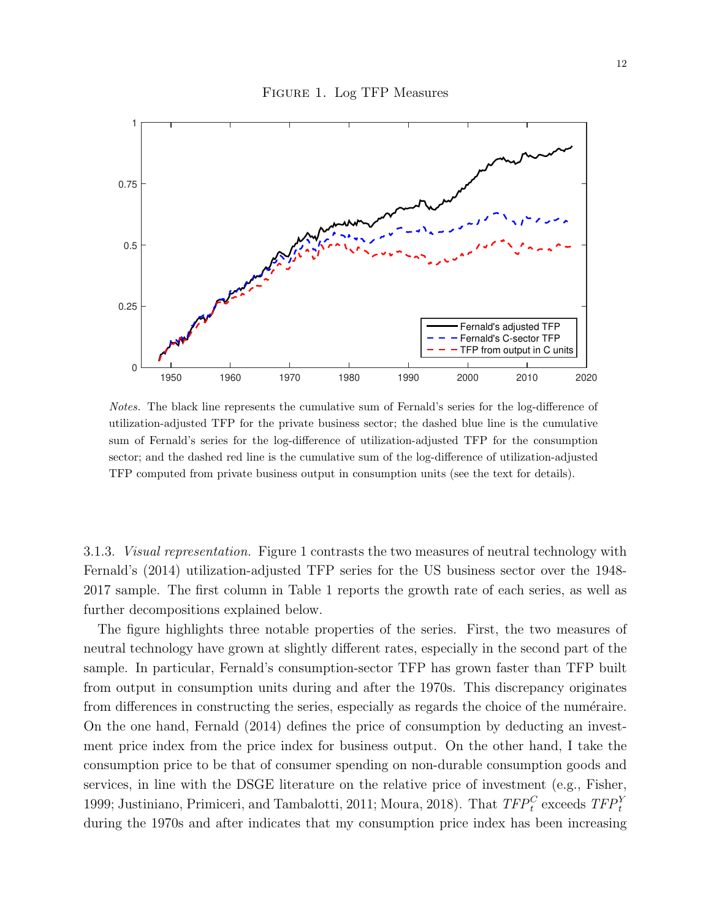Figure 1. Log TFP Measures

*Notes.* The black line represents the cumulative sum of Fernald's series for the log-difference of utilization-adjusted TFP for the private business sector; the dashed blue line is the cumulative sum of Fernald's series for the log-difference of utilization-adjusted TFP for the consumption sector; and the dashed red line is the cumulative sum of the log-difference of utilization-adjusted TFP computed from private business output in consumption units (see the text for details).

3.1.3. *Visual representation.* Figure 1 contrasts the two measures of neutral technology with Fernald's (2014) utilization-adjusted TFP series for the US business sector over the 1948-2017 sample. The first column in Table 1 reports the growth rate of each series, as well as further decompositions explained below.

The figure highlights three notable properties of the series. First, the two measures of neutral technology have grown at slightly different rates, especially in the second part of the sample. In particular, Fernald's consumption-sector TFP has grown faster than TFP built from output in consumption units during and after the 1970s. This discrepancy originates from differences in constructing the series, especially as regards the choice of the numéraire. On the one hand, Fernald (2014) defines the price of consumption by deducting an investment price index from the price index for business output. On the other hand, I take the consumption price to be that of consumer spending on non-durable consumption goods and services, in line with the DSGE literature on the relative price of investment (e.g., Fisher, 1999; Justiniano, Primiceri, and Tambalotti, 2011; Moura, 2018). That $TFP_t^C$ exceeds $TFP_t^Y$ during the 1970s and after indicates that my consumption price index has been increasing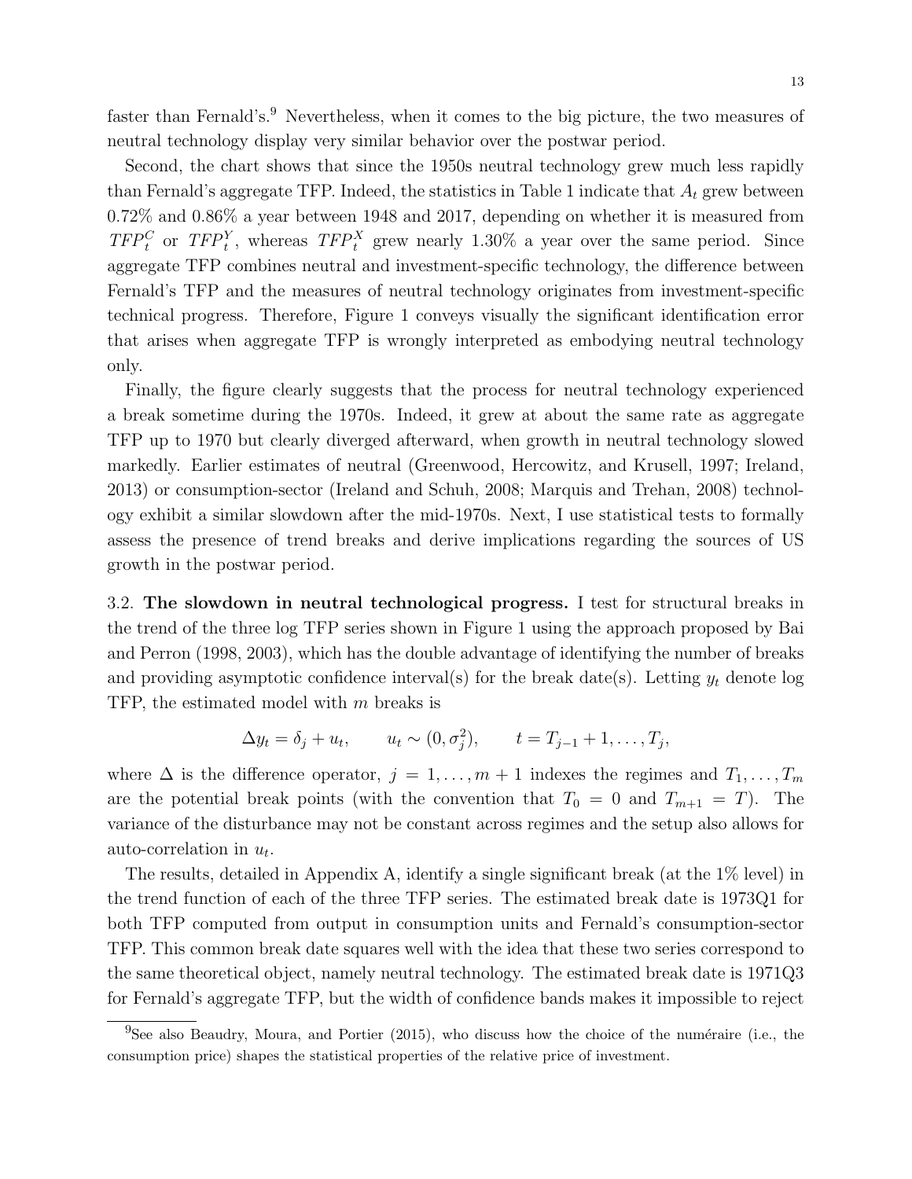faster than Fernald's.[9] Nevertheless, when it comes to the big picture, the two measures of neutral technology display very similar behavior over the postwar period.

Second, the chart shows that since the 1950s neutral technology grew much less rapidly than Fernald's aggregate TFP. Indeed, the statistics in Table 1 indicate that $A_t$ grew between 0.72% and 0.86% a year between 1948 and 2017, depending on whether it is measured from $TFP_t^C$ or $TFP_t^Y$, whereas $TFP_t^X$ grew nearly 1.30% a year over the same period. Since aggregate TFP combines neutral and investment-specific technology, the difference between Fernald's TFP and the measures of neutral technology originates from investment-specific technical progress. Therefore, Figure 1 conveys visually the significant identification error that arises when aggregate TFP is wrongly interpreted as embodying neutral technology only.

Finally, the figure clearly suggests that the process for neutral technology experienced a break sometime during the 1970s. Indeed, it grew at about the same rate as aggregate TFP up to 1970 but clearly diverged afterward, when growth in neutral technology slowed markedly. Earlier estimates of neutral (Greenwood, Hercowitz, and Krusell, 1997; Ireland, 2013) or consumption-sector (Ireland and Schuh, 2008; Marquis and Trehan, 2008) technology exhibit a similar slowdown after the mid-1970s. Next, I use statistical tests to formally assess the presence of trend breaks and derive implications regarding the sources of US growth in the postwar period.

3.2. **The slowdown in neutral technological progress.** I test for structural breaks in the trend of the three log TFP series shown in Figure 1 using the approach proposed by Bai and Perron (1998, 2003), which has the double advantage of identifying the number of breaks and providing asymptotic confidence interval(s) for the break date(s). Letting $y_t$ denote log TFP, the estimated model with $m$ breaks is

$$\Delta y_t = \delta_j + u_t, \qquad u_t \sim (0, \sigma_j^2), \qquad t = T_{j-1} + 1, \ldots, T_j,$$

where $\Delta$ is the difference operator, $j = 1, \ldots, m+1$ indexes the regimes and $T_1, \ldots, T_m$ are the potential break points (with the convention that $T_0 = 0$ and $T_{m+1} = T$). The variance of the disturbance may not be constant across regimes and the setup also allows for auto-correlation in $u_t$.

The results, detailed in Appendix A, identify a single significant break (at the 1% level) in the trend function of each of the three TFP series. The estimated break date is 1973Q1 for both TFP computed from output in consumption units and Fernald's consumption-sector TFP. This common break date squares well with the idea that these two series correspond to the same theoretical object, namely neutral technology. The estimated break date is 1971Q3 for Fernald's aggregate TFP, but the width of confidence bands makes it impossible to reject

[9]See also Beaudry, Moura, and Portier (2015), who discuss how the choice of the numéraire (i.e., the consumption price) shapes the statistical properties of the relative price of investment.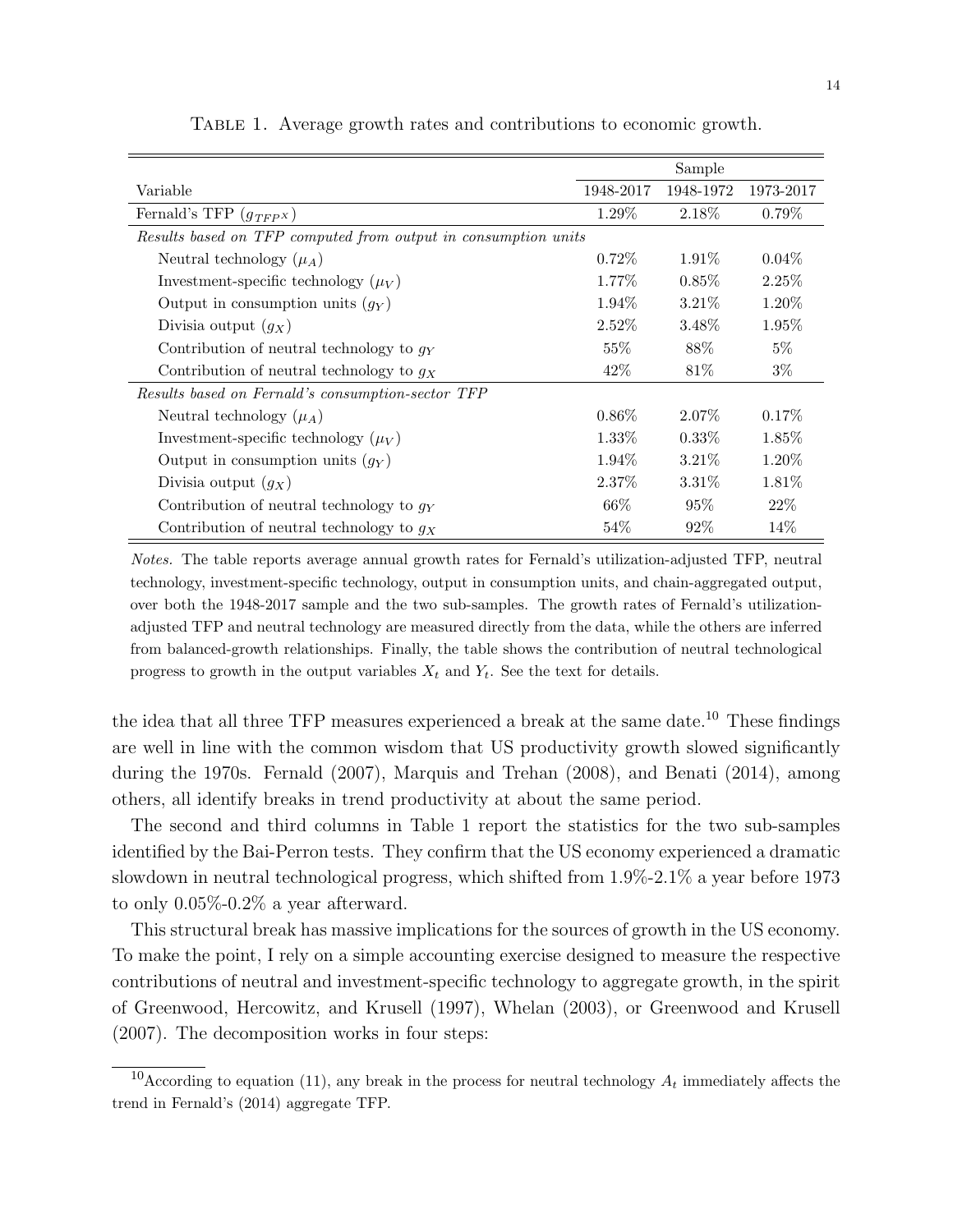Table 1. Average growth rates and contributions to economic growth.

| | Sample | | |
|---|---|---|---|
| Variable | 1948-2017 | 1948-1972 | 1973-2017 |
| Fernald's TFP ($g_{TFP^X}$) | 1.29% | 2.18% | 0.79% |
| *Results based on TFP computed from output in consumption units* | | | |
| Neutral technology ($\mu_A$) | 0.72% | 1.91% | 0.04% |
| Investment-specific technology ($\mu_V$) | 1.77% | 0.85% | 2.25% |
| Output in consumption units ($g_Y$) | 1.94% | 3.21% | 1.20% |
| Divisia output ($g_X$) | 2.52% | 3.48% | 1.95% |
| Contribution of neutral technology to $g_Y$ | 55% | 88% | 5% |
| Contribution of neutral technology to $g_X$ | 42% | 81% | 3% |
| *Results based on Fernald's consumption-sector TFP* | | | |
| Neutral technology ($\mu_A$) | 0.86% | 2.07% | 0.17% |
| Investment-specific technology ($\mu_V$) | 1.33% | 0.33% | 1.85% |
| Output in consumption units ($g_Y$) | 1.94% | 3.21% | 1.20% |
| Divisia output ($g_X$) | 2.37% | 3.31% | 1.81% |
| Contribution of neutral technology to $g_Y$ | 66% | 95% | 22% |
| Contribution of neutral technology to $g_X$ | 54% | 92% | 14% |

*Notes.* The table reports average annual growth rates for Fernald's utilization-adjusted TFP, neutral technology, investment-specific technology, output in consumption units, and chain-aggregated output, over both the 1948-2017 sample and the two sub-samples. The growth rates of Fernald's utilization-adjusted TFP and neutral technology are measured directly from the data, while the others are inferred from balanced-growth relationships. Finally, the table shows the contribution of neutral technological progress to growth in the output variables $X_t$ and $Y_t$. See the text for details.

the idea that all three TFP measures experienced a break at the same date.[10] These findings are well in line with the common wisdom that US productivity growth slowed significantly during the 1970s. Fernald (2007), Marquis and Trehan (2008), and Benati (2014), among others, all identify breaks in trend productivity at about the same period.

The second and third columns in Table 1 report the statistics for the two sub-samples identified by the Bai-Perron tests. They confirm that the US economy experienced a dramatic slowdown in neutral technological progress, which shifted from 1.9%-2.1% a year before 1973 to only 0.05%-0.2% a year afterward.

This structural break has massive implications for the sources of growth in the US economy. To make the point, I rely on a simple accounting exercise designed to measure the respective contributions of neutral and investment-specific technology to aggregate growth, in the spirit of Greenwood, Hercowitz, and Krusell (1997), Whelan (2003), or Greenwood and Krusell (2007). The decomposition works in four steps:

[10] According to equation (11), any break in the process for neutral technology $A_t$ immediately affects the trend in Fernald's (2014) aggregate TFP.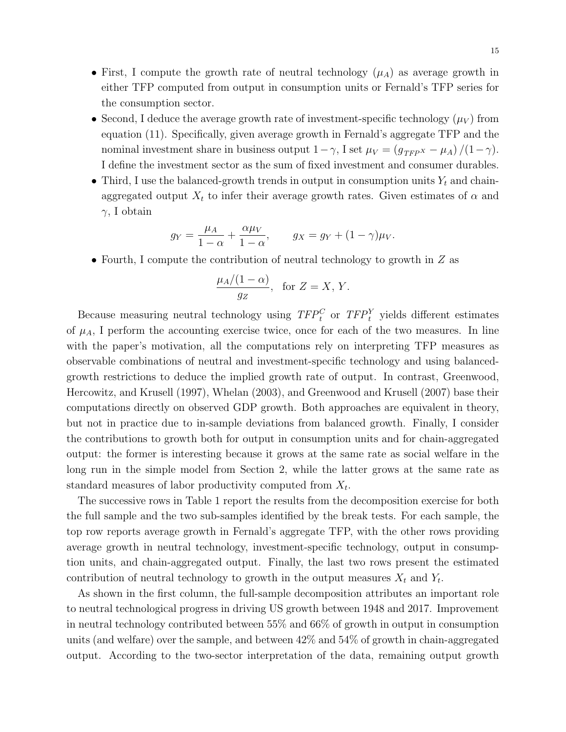- First, I compute the growth rate of neutral technology ($\mu_A$) as average growth in either TFP computed from output in consumption units or Fernald's TFP series for the consumption sector.
- Second, I deduce the average growth rate of investment-specific technology ($\mu_V$) from equation (11). Specifically, given average growth in Fernald's aggregate TFP and the nominal investment share in business output $1-\gamma$, I set $\mu_V = (g_{TFP^X} - \mu_A)/(1-\gamma)$. I define the investment sector as the sum of fixed investment and consumer durables.
- Third, I use the balanced-growth trends in output in consumption units $Y_t$ and chain-aggregated output $X_t$ to infer their average growth rates. Given estimates of $\alpha$ and $\gamma$, I obtain

$$g_Y = \frac{\mu_A}{1-\alpha} + \frac{\alpha \mu_V}{1-\alpha}, \qquad g_X = g_Y + (1-\gamma)\mu_V.$$

- Fourth, I compute the contribution of neutral technology to growth in $Z$ as

$$\frac{\mu_A/(1-\alpha)}{g_Z}, \quad \text{for } Z = X, Y.$$

Because measuring neutral technology using $TFP_t^C$ or $TFP_t^Y$ yields different estimates of $\mu_A$, I perform the accounting exercise twice, once for each of the two measures. In line with the paper's motivation, all the computations rely on interpreting TFP measures as observable combinations of neutral and investment-specific technology and using balanced-growth restrictions to deduce the implied growth rate of output. In contrast, Greenwood, Hercowitz, and Krusell (1997), Whelan (2003), and Greenwood and Krusell (2007) base their computations directly on observed GDP growth. Both approaches are equivalent in theory, but not in practice due to in-sample deviations from balanced growth. Finally, I consider the contributions to growth both for output in consumption units and for chain-aggregated output: the former is interesting because it grows at the same rate as social welfare in the long run in the simple model from Section 2, while the latter grows at the same rate as standard measures of labor productivity computed from $X_t$.

The successive rows in Table 1 report the results from the decomposition exercise for both the full sample and the two sub-samples identified by the break tests. For each sample, the top row reports average growth in Fernald's aggregate TFP, with the other rows providing average growth in neutral technology, investment-specific technology, output in consumption units, and chain-aggregated output. Finally, the last two rows present the estimated contribution of neutral technology to growth in the output measures $X_t$ and $Y_t$.

As shown in the first column, the full-sample decomposition attributes an important role to neutral technological progress in driving US growth between 1948 and 2017. Improvement in neutral technology contributed between 55% and 66% of growth in output in consumption units (and welfare) over the sample, and between 42% and 54% of growth in chain-aggregated output. According to the two-sector interpretation of the data, remaining output growth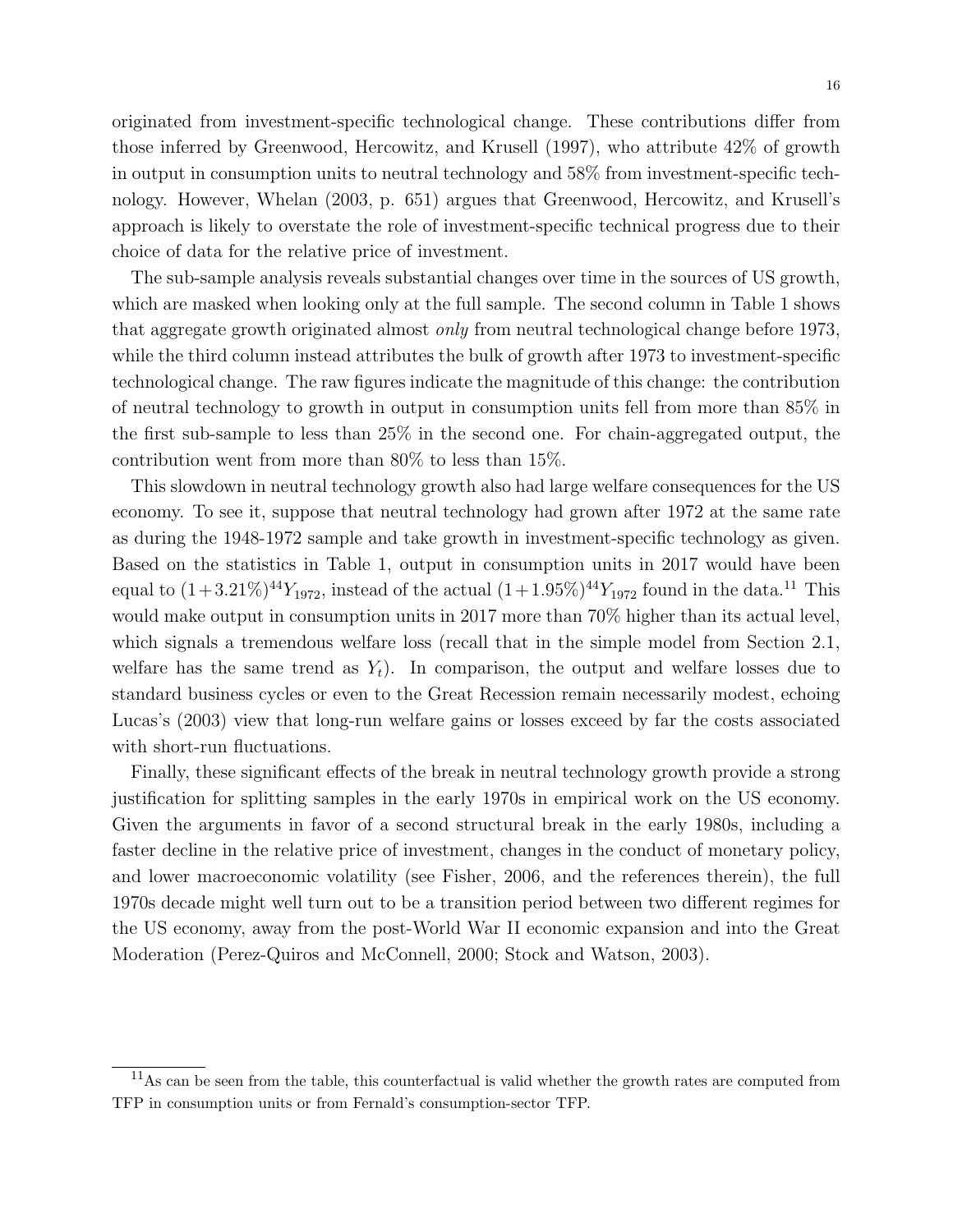originated from investment-specific technological change. These contributions differ from those inferred by Greenwood, Hercowitz, and Krusell (1997), who attribute 42% of growth in output in consumption units to neutral technology and 58% from investment-specific technology. However, Whelan (2003, p. 651) argues that Greenwood, Hercowitz, and Krusell's approach is likely to overstate the role of investment-specific technical progress due to their choice of data for the relative price of investment.

The sub-sample analysis reveals substantial changes over time in the sources of US growth, which are masked when looking only at the full sample. The second column in Table 1 shows that aggregate growth originated almost *only* from neutral technological change before 1973, while the third column instead attributes the bulk of growth after 1973 to investment-specific technological change. The raw figures indicate the magnitude of this change: the contribution of neutral technology to growth in output in consumption units fell from more than 85% in the first sub-sample to less than 25% in the second one. For chain-aggregated output, the contribution went from more than 80% to less than 15%.

This slowdown in neutral technology growth also had large welfare consequences for the US economy. To see it, suppose that neutral technology had grown after 1972 at the same rate as during the 1948-1972 sample and take growth in investment-specific technology as given. Based on the statistics in Table 1, output in consumption units in 2017 would have been equal to $(1+3.21\%)^{44}Y_{1972}$, instead of the actual $(1+1.95\%)^{44}Y_{1972}$ found in the data.[11] This would make output in consumption units in 2017 more than 70% higher than its actual level, which signals a tremendous welfare loss (recall that in the simple model from Section 2.1, welfare has the same trend as $Y_t$). In comparison, the output and welfare losses due to standard business cycles or even to the Great Recession remain necessarily modest, echoing Lucas's (2003) view that long-run welfare gains or losses exceed by far the costs associated with short-run fluctuations.

Finally, these significant effects of the break in neutral technology growth provide a strong justification for splitting samples in the early 1970s in empirical work on the US economy. Given the arguments in favor of a second structural break in the early 1980s, including a faster decline in the relative price of investment, changes in the conduct of monetary policy, and lower macroeconomic volatility (see Fisher, 2006, and the references therein), the full 1970s decade might well turn out to be a transition period between two different regimes for the US economy, away from the post-World War II economic expansion and into the Great Moderation (Perez-Quiros and McConnell, 2000; Stock and Watson, 2003).

---

[11] As can be seen from the table, this counterfactual is valid whether the growth rates are computed from TFP in consumption units or from Fernald's consumption-sector TFP.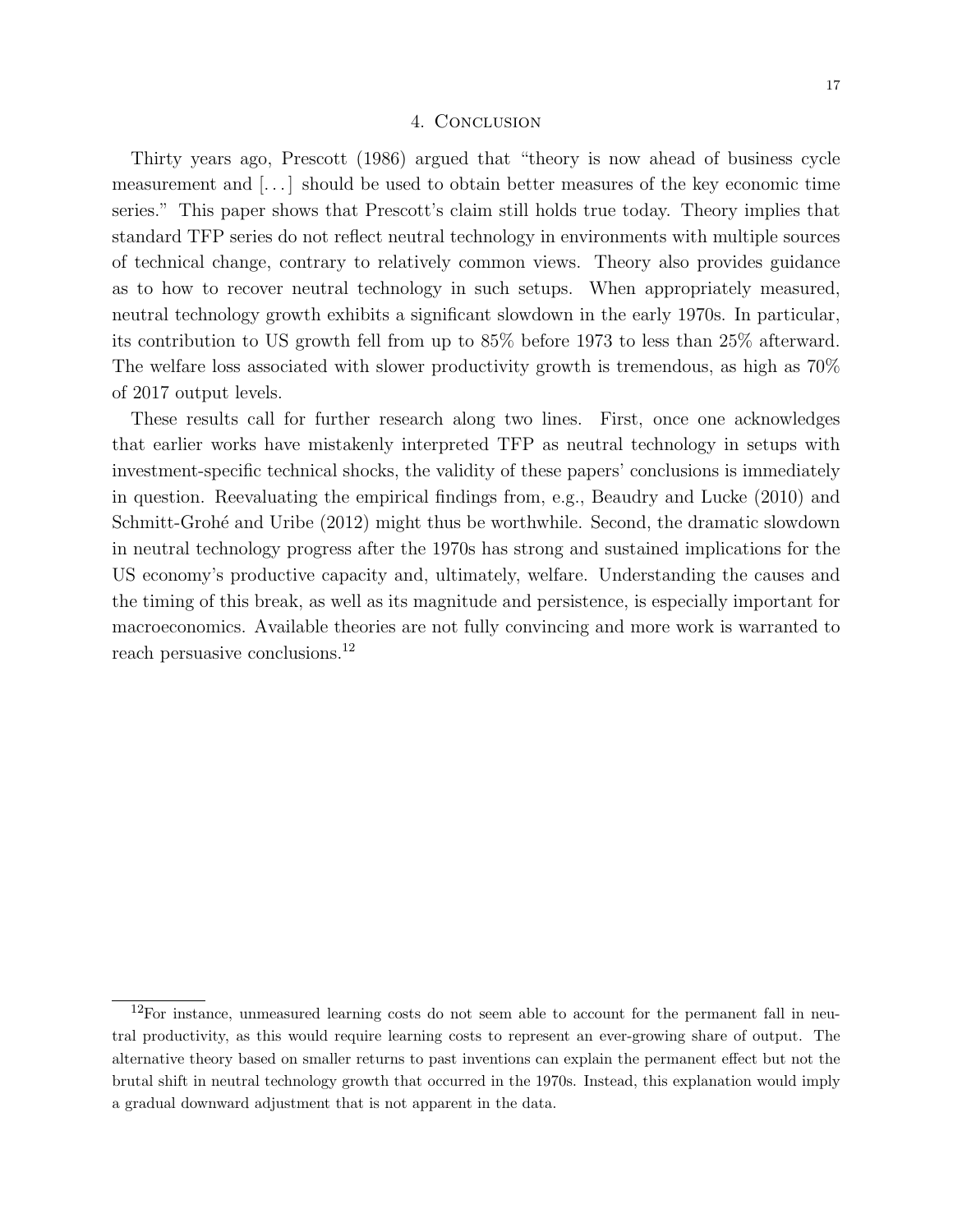## 4. Conclusion

Thirty years ago, Prescott (1986) argued that "theory is now ahead of business cycle measurement and [...] should be used to obtain better measures of the key economic time series." This paper shows that Prescott's claim still holds true today. Theory implies that standard TFP series do not reflect neutral technology in environments with multiple sources of technical change, contrary to relatively common views. Theory also provides guidance as to how to recover neutral technology in such setups. When appropriately measured, neutral technology growth exhibits a significant slowdown in the early 1970s. In particular, its contribution to US growth fell from up to 85% before 1973 to less than 25% afterward. The welfare loss associated with slower productivity growth is tremendous, as high as 70% of 2017 output levels.

These results call for further research along two lines. First, once one acknowledges that earlier works have mistakenly interpreted TFP as neutral technology in setups with investment-specific technical shocks, the validity of these papers' conclusions is immediately in question. Reevaluating the empirical findings from, e.g., Beaudry and Lucke (2010) and Schmitt-Grohé and Uribe (2012) might thus be worthwhile. Second, the dramatic slowdown in neutral technology progress after the 1970s has strong and sustained implications for the US economy's productive capacity and, ultimately, welfare. Understanding the causes and the timing of this break, as well as its magnitude and persistence, is especially important for macroeconomics. Available theories are not fully convincing and more work is warranted to reach persuasive conclusions.[12]

[12] For instance, unmeasured learning costs do not seem able to account for the permanent fall in neutral productivity, as this would require learning costs to represent an ever-growing share of output. The alternative theory based on smaller returns to past inventions can explain the permanent effect but not the brutal shift in neutral technology growth that occurred in the 1970s. Instead, this explanation would imply a gradual downward adjustment that is not apparent in the data.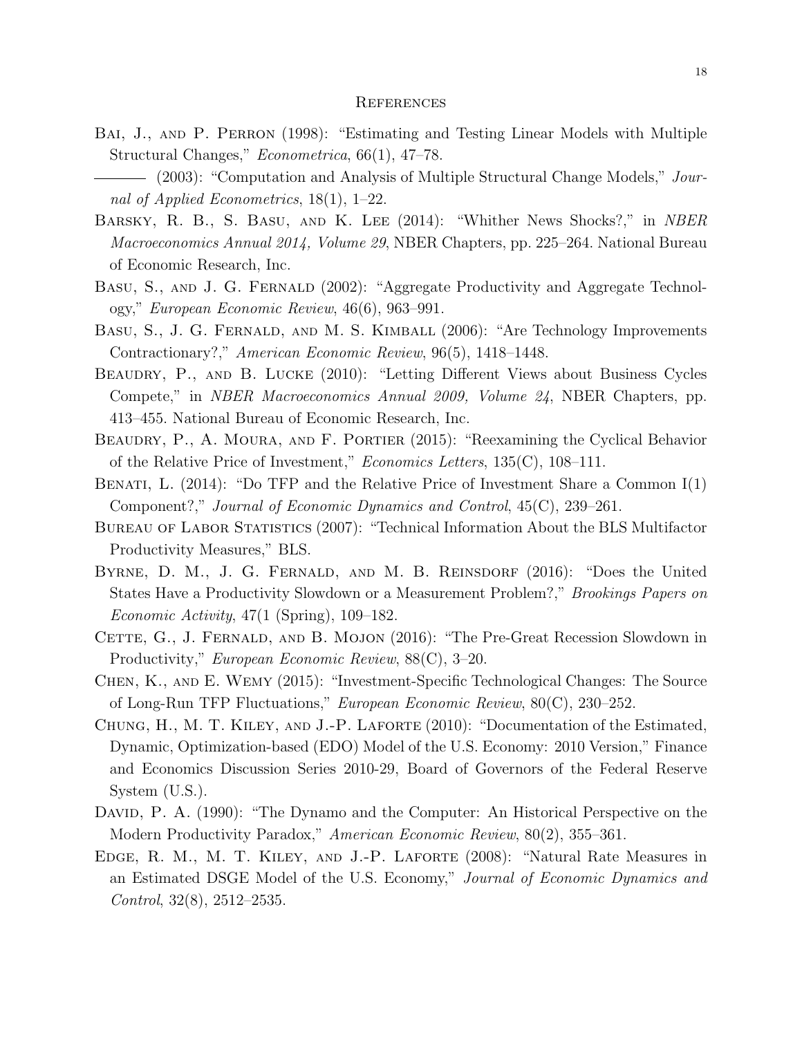# References

Bai, J., and P. Perron (1998): "Estimating and Testing Linear Models with Multiple Structural Changes," *Econometrica*, 66(1), 47–78.

——— (2003): "Computation and Analysis of Multiple Structural Change Models," *Journal of Applied Econometrics*, 18(1), 1–22.

Barsky, R. B., S. Basu, and K. Lee (2014): "Whither News Shocks?," in *NBER Macroeconomics Annual 2014, Volume 29*, NBER Chapters, pp. 225–264. National Bureau of Economic Research, Inc.

Basu, S., and J. G. Fernald (2002): "Aggregate Productivity and Aggregate Technology," *European Economic Review*, 46(6), 963–991.

Basu, S., J. G. Fernald, and M. S. Kimball (2006): "Are Technology Improvements Contractionary?," *American Economic Review*, 96(5), 1418–1448.

Beaudry, P., and B. Lucke (2010): "Letting Different Views about Business Cycles Compete," in *NBER Macroeconomics Annual 2009, Volume 24*, NBER Chapters, pp. 413–455. National Bureau of Economic Research, Inc.

Beaudry, P., A. Moura, and F. Portier (2015): "Reexamining the Cyclical Behavior of the Relative Price of Investment," *Economics Letters*, 135(C), 108–111.

Benati, L. (2014): "Do TFP and the Relative Price of Investment Share a Common I(1) Component?," *Journal of Economic Dynamics and Control*, 45(C), 239–261.

Bureau of Labor Statistics (2007): "Technical Information About the BLS Multifactor Productivity Measures," BLS.

Byrne, D. M., J. G. Fernald, and M. B. Reinsdorf (2016): "Does the United States Have a Productivity Slowdown or a Measurement Problem?," *Brookings Papers on Economic Activity*, 47(1 (Spring), 109–182.

Cette, G., J. Fernald, and B. Mojon (2016): "The Pre-Great Recession Slowdown in Productivity," *European Economic Review*, 88(C), 3–20.

Chen, K., and E. Wemy (2015): "Investment-Specific Technological Changes: The Source of Long-Run TFP Fluctuations," *European Economic Review*, 80(C), 230–252.

Chung, H., M. T. Kiley, and J.-P. Laforte (2010): "Documentation of the Estimated, Dynamic, Optimization-based (EDO) Model of the U.S. Economy: 2010 Version," Finance and Economics Discussion Series 2010-29, Board of Governors of the Federal Reserve System (U.S.).

David, P. A. (1990): "The Dynamo and the Computer: An Historical Perspective on the Modern Productivity Paradox," *American Economic Review*, 80(2), 355–361.

Edge, R. M., M. T. Kiley, and J.-P. Laforte (2008): "Natural Rate Measures in an Estimated DSGE Model of the U.S. Economy," *Journal of Economic Dynamics and Control*, 32(8), 2512–2535.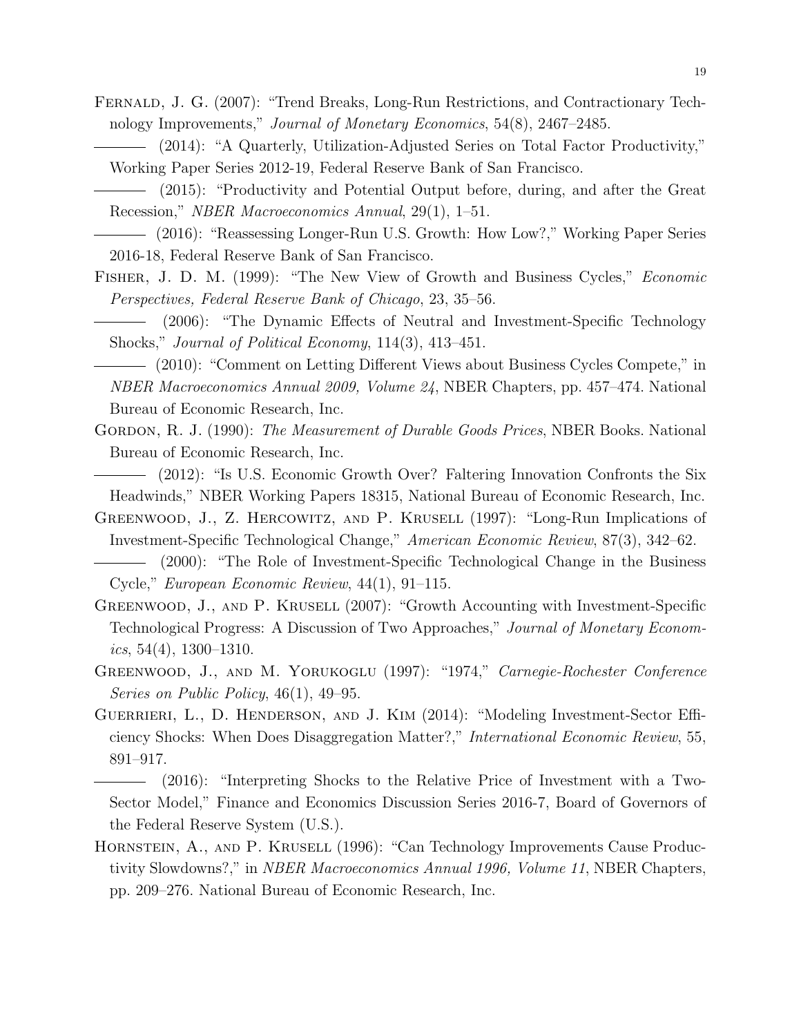Fernald, J. G. (2007): "Trend Breaks, Long-Run Restrictions, and Contractionary Technology Improvements," *Journal of Monetary Economics*, 54(8), 2467–2485.

——— (2014): "A Quarterly, Utilization-Adjusted Series on Total Factor Productivity," Working Paper Series 2012-19, Federal Reserve Bank of San Francisco.

——— (2015): "Productivity and Potential Output before, during, and after the Great Recession," *NBER Macroeconomics Annual*, 29(1), 1–51.

——— (2016): "Reassessing Longer-Run U.S. Growth: How Low?," Working Paper Series 2016-18, Federal Reserve Bank of San Francisco.

Fisher, J. D. M. (1999): "The New View of Growth and Business Cycles," *Economic Perspectives, Federal Reserve Bank of Chicago*, 23, 35–56.

——— (2006): "The Dynamic Effects of Neutral and Investment-Specific Technology Shocks," *Journal of Political Economy*, 114(3), 413–451.

——— (2010): "Comment on Letting Different Views about Business Cycles Compete," in *NBER Macroeconomics Annual 2009, Volume 24*, NBER Chapters, pp. 457–474. National Bureau of Economic Research, Inc.

Gordon, R. J. (1990): *The Measurement of Durable Goods Prices*, NBER Books. National Bureau of Economic Research, Inc.

——— (2012): "Is U.S. Economic Growth Over? Faltering Innovation Confronts the Six Headwinds," NBER Working Papers 18315, National Bureau of Economic Research, Inc.

Greenwood, J., Z. Hercowitz, and P. Krusell (1997): "Long-Run Implications of Investment-Specific Technological Change," *American Economic Review*, 87(3), 342–62.

——— (2000): "The Role of Investment-Specific Technological Change in the Business Cycle," *European Economic Review*, 44(1), 91–115.

Greenwood, J., and P. Krusell (2007): "Growth Accounting with Investment-Specific Technological Progress: A Discussion of Two Approaches," *Journal of Monetary Economics*, 54(4), 1300–1310.

Greenwood, J., and M. Yorukoglu (1997): "1974," *Carnegie-Rochester Conference Series on Public Policy*, 46(1), 49–95.

Guerrieri, L., D. Henderson, and J. Kim (2014): "Modeling Investment-Sector Efficiency Shocks: When Does Disaggregation Matter?," *International Economic Review*, 55, 891–917.

——— (2016): "Interpreting Shocks to the Relative Price of Investment with a Two-Sector Model," Finance and Economics Discussion Series 2016-7, Board of Governors of the Federal Reserve System (U.S.).

Hornstein, A., and P. Krusell (1996): "Can Technology Improvements Cause Productivity Slowdowns?," in *NBER Macroeconomics Annual 1996, Volume 11*, NBER Chapters, pp. 209–276. National Bureau of Economic Research, Inc.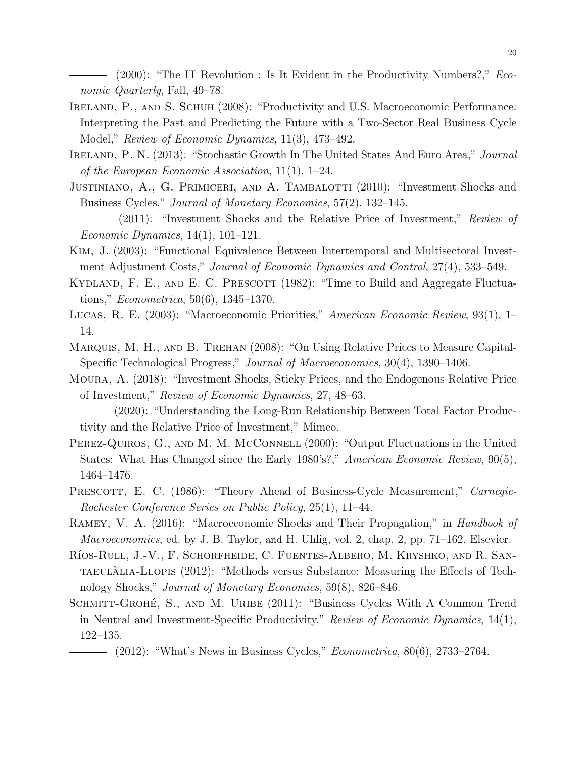——— (2000): "The IT Revolution : Is It Evident in the Productivity Numbers?," *Economic Quarterly*, Fall, 49–78.

Ireland, P., and S. Schuh (2008): "Productivity and U.S. Macroeconomic Performance: Interpreting the Past and Predicting the Future with a Two-Sector Real Business Cycle Model," *Review of Economic Dynamics*, 11(3), 473–492.

Ireland, P. N. (2013): "Stochastic Growth In The United States And Euro Area," *Journal of the European Economic Association*, 11(1), 1–24.

Justiniano, A., G. Primiceri, and A. Tambalotti (2010): "Investment Shocks and Business Cycles," *Journal of Monetary Economics*, 57(2), 132–145.

——— (2011): "Investment Shocks and the Relative Price of Investment," *Review of Economic Dynamics*, 14(1), 101–121.

Kim, J. (2003): "Functional Equivalence Between Intertemporal and Multisectoral Investment Adjustment Costs," *Journal of Economic Dynamics and Control*, 27(4), 533–549.

Kydland, F. E., and E. C. Prescott (1982): "Time to Build and Aggregate Fluctuations," *Econometrica*, 50(6), 1345–1370.

Lucas, R. E. (2003): "Macroeconomic Priorities," *American Economic Review*, 93(1), 1–14.

Marquis, M. H., and B. Trehan (2008): "On Using Relative Prices to Measure Capital-Specific Technological Progress," *Journal of Macroeconomics*, 30(4), 1390–1406.

Moura, A. (2018): "Investment Shocks, Sticky Prices, and the Endogenous Relative Price of Investment," *Review of Economic Dynamics*, 27, 48–63.

——— (2020): "Understanding the Long-Run Relationship Between Total Factor Productivity and the Relative Price of Investment," Mimeo.

Perez-Quiros, G., and M. M. McConnell (2000): "Output Fluctuations in the United States: What Has Changed since the Early 1980's?," *American Economic Review*, 90(5), 1464–1476.

Prescott, E. C. (1986): "Theory Ahead of Business-Cycle Measurement," *Carnegie-Rochester Conference Series on Public Policy*, 25(1), 11–44.

Ramey, V. A. (2016): "Macroeconomic Shocks and Their Propagation," in *Handbook of Macroeconomics*, ed. by J. B. Taylor, and H. Uhlig, vol. 2, chap. 2, pp. 71–162. Elsevier.

Ríos-Rull, J.-V., F. Schorfheide, C. Fuentes-Albero, M. Kryshko, and R. Santaeulàlia-Llopis (2012): "Methods versus Substance: Measuring the Effects of Technology Shocks," *Journal of Monetary Economics*, 59(8), 826–846.

Schmitt-Grohé, S., and M. Uribe (2011): "Business Cycles With A Common Trend in Neutral and Investment-Specific Productivity," *Review of Economic Dynamics*, 14(1), 122–135.

——— (2012): "What's News in Business Cycles," *Econometrica*, 80(6), 2733–2764.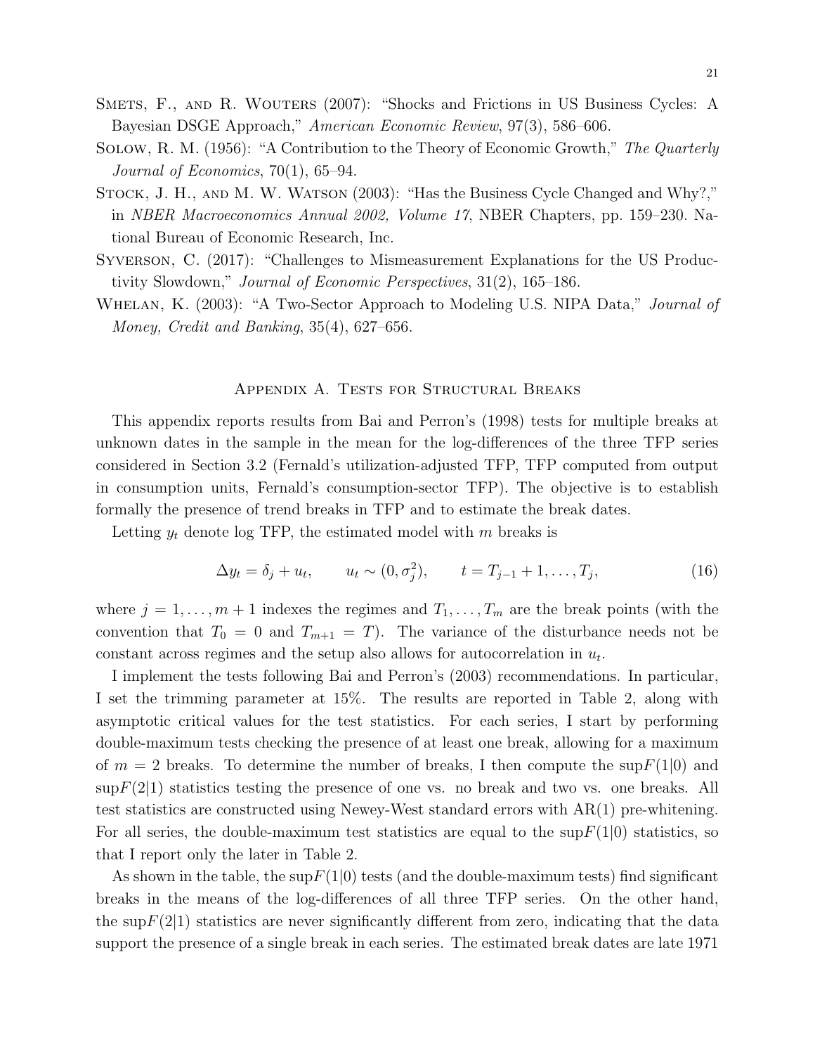Smets, F., and R. Wouters (2007): "Shocks and Frictions in US Business Cycles: A Bayesian DSGE Approach," *American Economic Review*, 97(3), 586–606.

Solow, R. M. (1956): "A Contribution to the Theory of Economic Growth," *The Quarterly Journal of Economics*, 70(1), 65–94.

Stock, J. H., and M. W. Watson (2003): "Has the Business Cycle Changed and Why?," in *NBER Macroeconomics Annual 2002, Volume 17*, NBER Chapters, pp. 159–230. National Bureau of Economic Research, Inc.

Syverson, C. (2017): "Challenges to Mismeasurement Explanations for the US Productivity Slowdown," *Journal of Economic Perspectives*, 31(2), 165–186.

Whelan, K. (2003): "A Two-Sector Approach to Modeling U.S. NIPA Data," *Journal of Money, Credit and Banking*, 35(4), 627–656.

## Appendix A. Tests for Structural Breaks

This appendix reports results from Bai and Perron's (1998) tests for multiple breaks at unknown dates in the sample in the mean for the log-differences of the three TFP series considered in Section 3.2 (Fernald's utilization-adjusted TFP, TFP computed from output in consumption units, Fernald's consumption-sector TFP). The objective is to establish formally the presence of trend breaks in TFP and to estimate the break dates.

Letting $y_t$ denote log TFP, the estimated model with $m$ breaks is

$$\Delta y_t = \delta_j + u_t, \qquad u_t \sim (0, \sigma_j^2), \qquad t = T_{j-1} + 1, \ldots, T_j, \tag{16}$$

where $j = 1, \ldots, m+1$ indexes the regimes and $T_1, \ldots, T_m$ are the break points (with the convention that $T_0 = 0$ and $T_{m+1} = T$). The variance of the disturbance needs not be constant across regimes and the setup also allows for autocorrelation in $u_t$.

I implement the tests following Bai and Perron's (2003) recommendations. In particular, I set the trimming parameter at 15%. The results are reported in Table 2, along with asymptotic critical values for the test statistics. For each series, I start by performing double-maximum tests checking the presence of at least one break, allowing for a maximum of $m = 2$ breaks. To determine the number of breaks, I then compute the $\sup F(1|0)$ and $\sup F(2|1)$ statistics testing the presence of one vs. no break and two vs. one breaks. All test statistics are constructed using Newey-West standard errors with AR(1) pre-whitening. For all series, the double-maximum test statistics are equal to the $\sup F(1|0)$ statistics, so that I report only the later in Table 2.

As shown in the table, the $\sup F(1|0)$ tests (and the double-maximum tests) find significant breaks in the means of the log-differences of all three TFP series. On the other hand, the $\sup F(2|1)$ statistics are never significantly different from zero, indicating that the data support the presence of a single break in each series. The estimated break dates are late 1971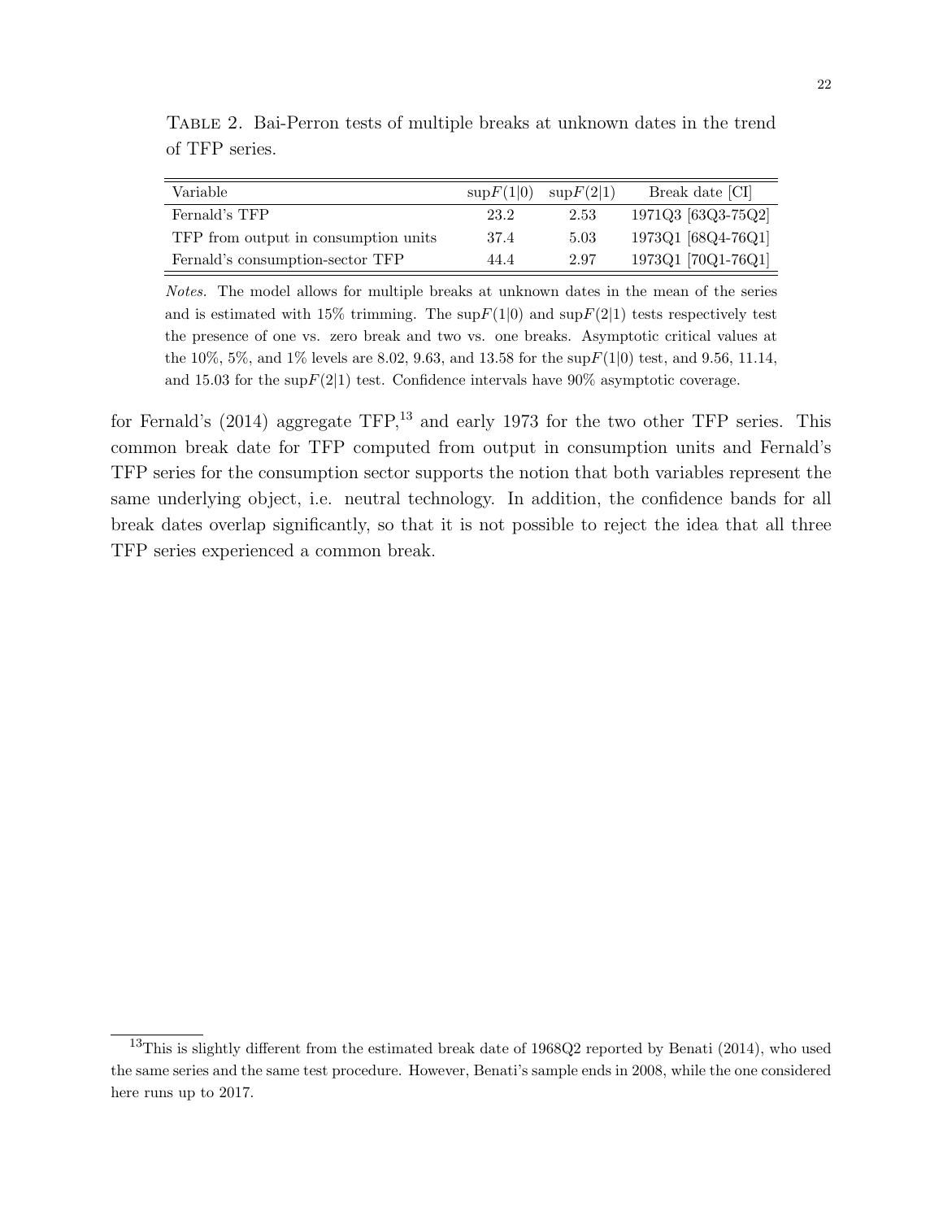TABLE 2. Bai-Perron tests of multiple breaks at unknown dates in the trend of TFP series.

| Variable | sup$F(1\|0)$ | sup$F(2\|1)$ | Break date [CI] |
|---|---|---|---|
| Fernald's TFP | 23.2 | 2.53 | 1971Q3 [63Q3-75Q2] |
| TFP from output in consumption units | 37.4 | 5.03 | 1973Q1 [68Q4-76Q1] |
| Fernald's consumption-sector TFP | 44.4 | 2.97 | 1973Q1 [70Q1-76Q1] |

*Notes.* The model allows for multiple breaks at unknown dates in the mean of the series and is estimated with 15% trimming. The sup$F(1|0)$ and sup$F(2|1)$ tests respectively test the presence of one vs. zero break and two vs. one breaks. Asymptotic critical values at the 10%, 5%, and 1% levels are 8.02, 9.63, and 13.58 for the sup$F(1|0)$ test, and 9.56, 11.14, and 15.03 for the sup$F(2|1)$ test. Confidence intervals have 90% asymptotic coverage.

for Fernald's (2014) aggregate TFP,[13] and early 1973 for the two other TFP series. This common break date for TFP computed from output in consumption units and Fernald's TFP series for the consumption sector supports the notion that both variables represent the same underlying object, i.e. neutral technology. In addition, the confidence bands for all break dates overlap significantly, so that it is not possible to reject the idea that all three TFP series experienced a common break.

[13] This is slightly different from the estimated break date of 1968Q2 reported by Benati (2014), who used the same series and the same test procedure. However, Benati's sample ends in 2008, while the one considered here runs up to 2017.